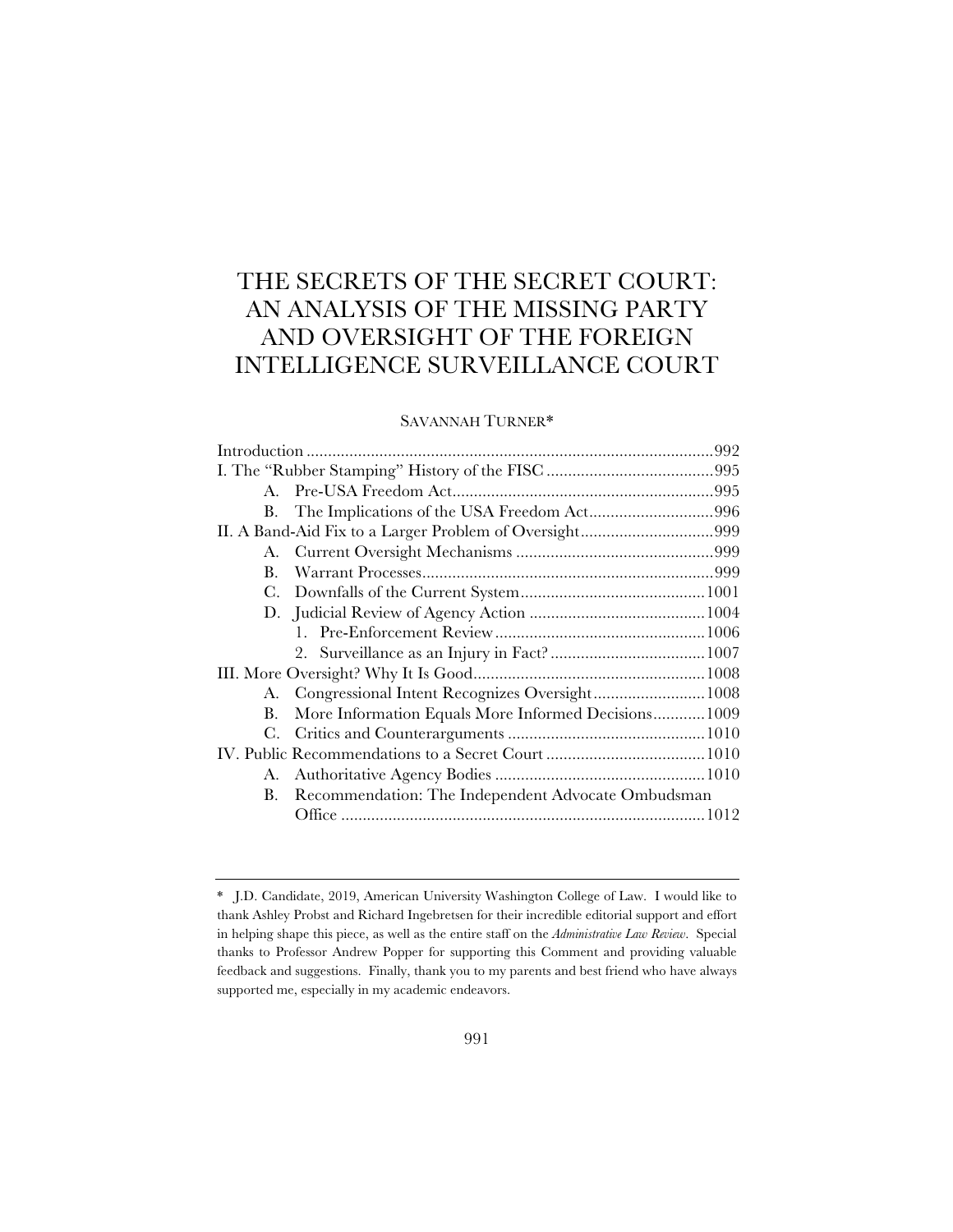# THE SECRETS OF THE SECRET COURT: AN ANALYSIS OF THE MISSING PARTY AND OVERSIGHT OF THE FOREIGN INTELLIGENCE SURVEILLANCE COURT

SAVANNAH TURNER*

| | |
|---|---|
| Introduction | 992 |
| I. The "Rubber Stamping" History of the FISC | 995 |
| A. Pre-USA Freedom Act | 995 |
| B. The Implications of the USA Freedom Act | 996 |
| II. A Band-Aid Fix to a Larger Problem of Oversight | 999 |
| A. Current Oversight Mechanisms | 999 |
| B. Warrant Processes | 999 |
| C. Downfalls of the Current System | 1001 |
| D. Judicial Review of Agency Action | 1004 |
| 1. Pre-Enforcement Review | 1006 |
| 2. Surveillance as an Injury in Fact? | 1007 |
| III. More Oversight? Why It Is Good | 1008 |
| A. Congressional Intent Recognizes Oversight | 1008 |
| B. More Information Equals More Informed Decisions | 1009 |
| C. Critics and Counterarguments | 1010 |
| IV. Public Recommendations to a Secret Court | 1010 |
| A. Authoritative Agency Bodies | 1010 |
| B. Recommendation: The Independent Advocate Ombudsman Office | 1012 |

---

\* J.D. Candidate, 2019, American University Washington College of Law. I would like to thank Ashley Probst and Richard Ingebretsen for their incredible editorial support and effort in helping shape this piece, as well as the entire staff on the *Administrative Law Review*. Special thanks to Professor Andrew Popper for supporting this Comment and providing valuable feedback and suggestions. Finally, thank you to my parents and best friend who have always supported me, especially in my academic endeavors.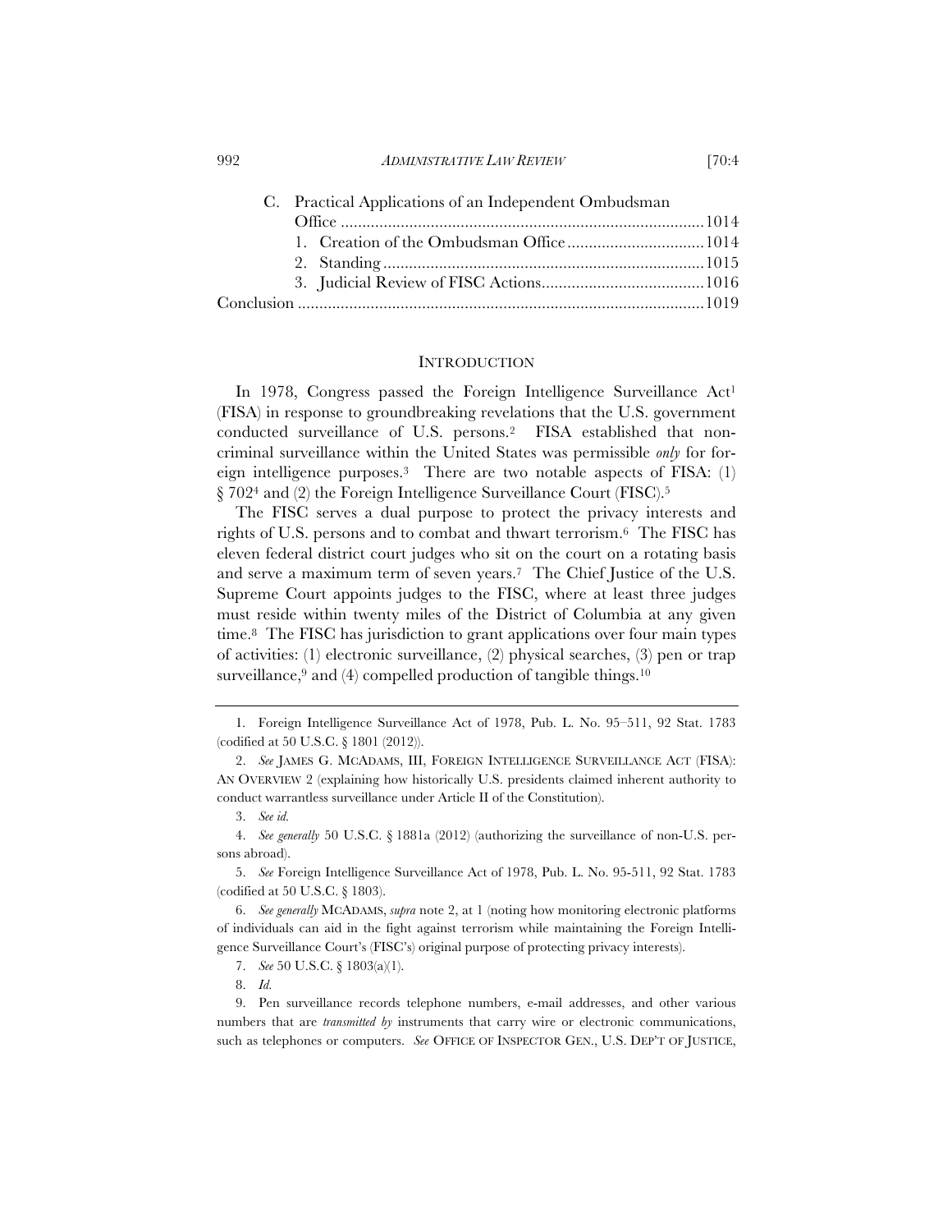C. Practical Applications of an Independent Ombudsman Office ....................................................................................1014
   1. Creation of the Ombudsman Office................................1014
   2. Standing...........................................................................1015
   3. Judicial Review of FISC Actions......................................1016

Conclusion ..............................................................................................1019

## INTRODUCTION

In 1978, Congress passed the Foreign Intelligence Surveillance Act[1] (FISA) in response to groundbreaking revelations that the U.S. government conducted surveillance of U.S. persons.[2] FISA established that non-criminal surveillance within the United States was permissible *only* for foreign intelligence purposes.[3] There are two notable aspects of FISA: (1) § 702[4] and (2) the Foreign Intelligence Surveillance Court (FISC).[5]

The FISC serves a dual purpose to protect the privacy interests and rights of U.S. persons and to combat and thwart terrorism.[6] The FISC has eleven federal district court judges who sit on the court on a rotating basis and serve a maximum term of seven years.[7] The Chief Justice of the U.S. Supreme Court appoints judges to the FISC, where at least three judges must reside within twenty miles of the District of Columbia at any given time.[8] The FISC has jurisdiction to grant applications over four main types of activities: (1) electronic surveillance, (2) physical searches, (3) pen or trap surveillance,[9] and (4) compelled production of tangible things.[10]

---

1. Foreign Intelligence Surveillance Act of 1978, Pub. L. No. 95–511, 92 Stat. 1783 (codified at 50 U.S.C. § 1801 (2012)).

2. *See* JAMES G. MCADAMS, III, FOREIGN INTELLIGENCE SURVEILLANCE ACT (FISA): AN OVERVIEW 2 (explaining how historically U.S. presidents claimed inherent authority to conduct warrantless surveillance under Article II of the Constitution).

3. *See id.*

4. *See generally* 50 U.S.C. § 1881a (2012) (authorizing the surveillance of non-U.S. persons abroad).

5. *See* Foreign Intelligence Surveillance Act of 1978, Pub. L. No. 95-511, 92 Stat. 1783 (codified at 50 U.S.C. § 1803).

6. *See generally* MCADAMS, *supra* note 2, at 1 (noting how monitoring electronic platforms of individuals can aid in the fight against terrorism while maintaining the Foreign Intelligence Surveillance Court's (FISC's) original purpose of protecting privacy interests).

7. *See* 50 U.S.C. § 1803(a)(1).

8. *Id.*

9. Pen surveillance records telephone numbers, e-mail addresses, and other various numbers that are *transmitted by* instruments that carry wire or electronic communications, such as telephones or computers. *See* OFFICE OF INSPECTOR GEN., U.S. DEP'T OF JUSTICE,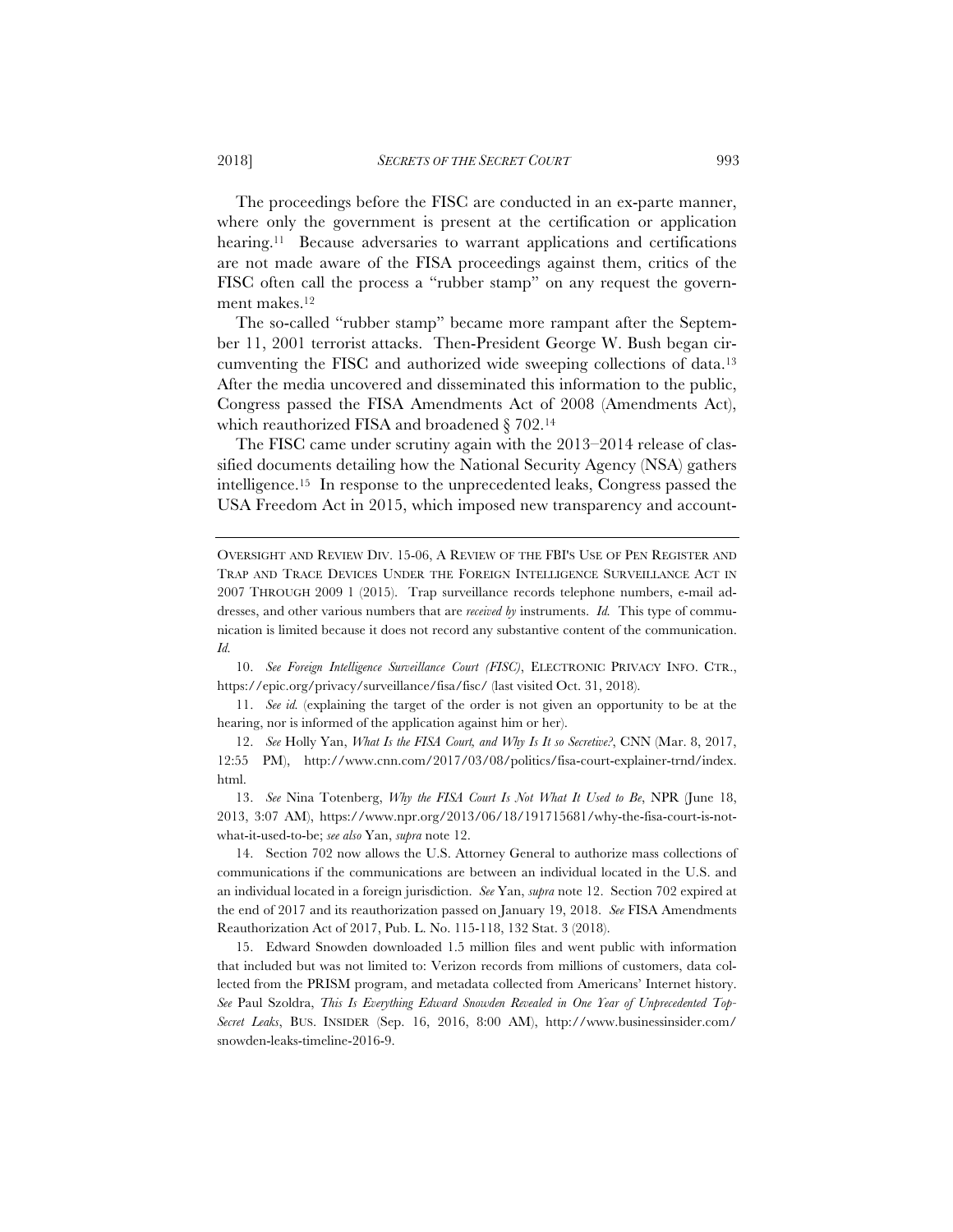The proceedings before the FISC are conducted in an ex-parte manner, where only the government is present at the certification or application hearing.[11] Because adversaries to warrant applications and certifications are not made aware of the FISA proceedings against them, critics of the FISC often call the process a "rubber stamp" on any request the government makes.[12]

The so-called "rubber stamp" became more rampant after the September 11, 2001 terrorist attacks. Then-President George W. Bush began circumventing the FISC and authorized wide sweeping collections of data.[13] After the media uncovered and disseminated this information to the public, Congress passed the FISA Amendments Act of 2008 (Amendments Act), which reauthorized FISA and broadened § 702.[14]

The FISC came under scrutiny again with the 2013–2014 release of classified documents detailing how the National Security Agency (NSA) gathers intelligence.[15] In response to the unprecedented leaks, Congress passed the USA Freedom Act in 2015, which imposed new transparency and account-

---

OVERSIGHT AND REVIEW DIV. 15-06, A REVIEW OF THE FBI'S USE OF PEN REGISTER AND TRAP AND TRACE DEVICES UNDER THE FOREIGN INTELLIGENCE SURVEILLANCE ACT IN 2007 THROUGH 2009 1 (2015). Trap surveillance records telephone numbers, e-mail addresses, and other various numbers that are *received by* instruments. *Id.* This type of communication is limited because it does not record any substantive content of the communication. *Id.*

10. *See Foreign Intelligence Surveillance Court (FISC)*, ELECTRONIC PRIVACY INFO. CTR., https://epic.org/privacy/surveillance/fisa/fisc/ (last visited Oct. 31, 2018).

11. *See id.* (explaining the target of the order is not given an opportunity to be at the hearing, nor is informed of the application against him or her).

12. *See* Holly Yan, *What Is the FISA Court, and Why Is It so Secretive?*, CNN (Mar. 8, 2017, 12:55 PM), http://www.cnn.com/2017/03/08/politics/fisa-court-explainer-trnd/index.html.

13. *See* Nina Totenberg, *Why the FISA Court Is Not What It Used to Be*, NPR (June 18, 2013, 3:07 AM), https://www.npr.org/2013/06/18/191715681/why-the-fisa-court-is-not-what-it-used-to-be; *see also* Yan, *supra* note 12.

14. Section 702 now allows the U.S. Attorney General to authorize mass collections of communications if the communications are between an individual located in the U.S. and an individual located in a foreign jurisdiction. *See* Yan, *supra* note 12. Section 702 expired at the end of 2017 and its reauthorization passed on January 19, 2018. *See* FISA Amendments Reauthorization Act of 2017, Pub. L. No. 115-118, 132 Stat. 3 (2018).

15. Edward Snowden downloaded 1.5 million files and went public with information that included but was not limited to: Verizon records from millions of customers, data collected from the PRISM program, and metadata collected from Americans' Internet history. *See* Paul Szoldra, *This Is Everything Edward Snowden Revealed in One Year of Unprecedented Top-Secret Leaks*, BUS. INSIDER (Sep. 16, 2016, 8:00 AM), http://www.businessinsider.com/snowden-leaks-timeline-2016-9.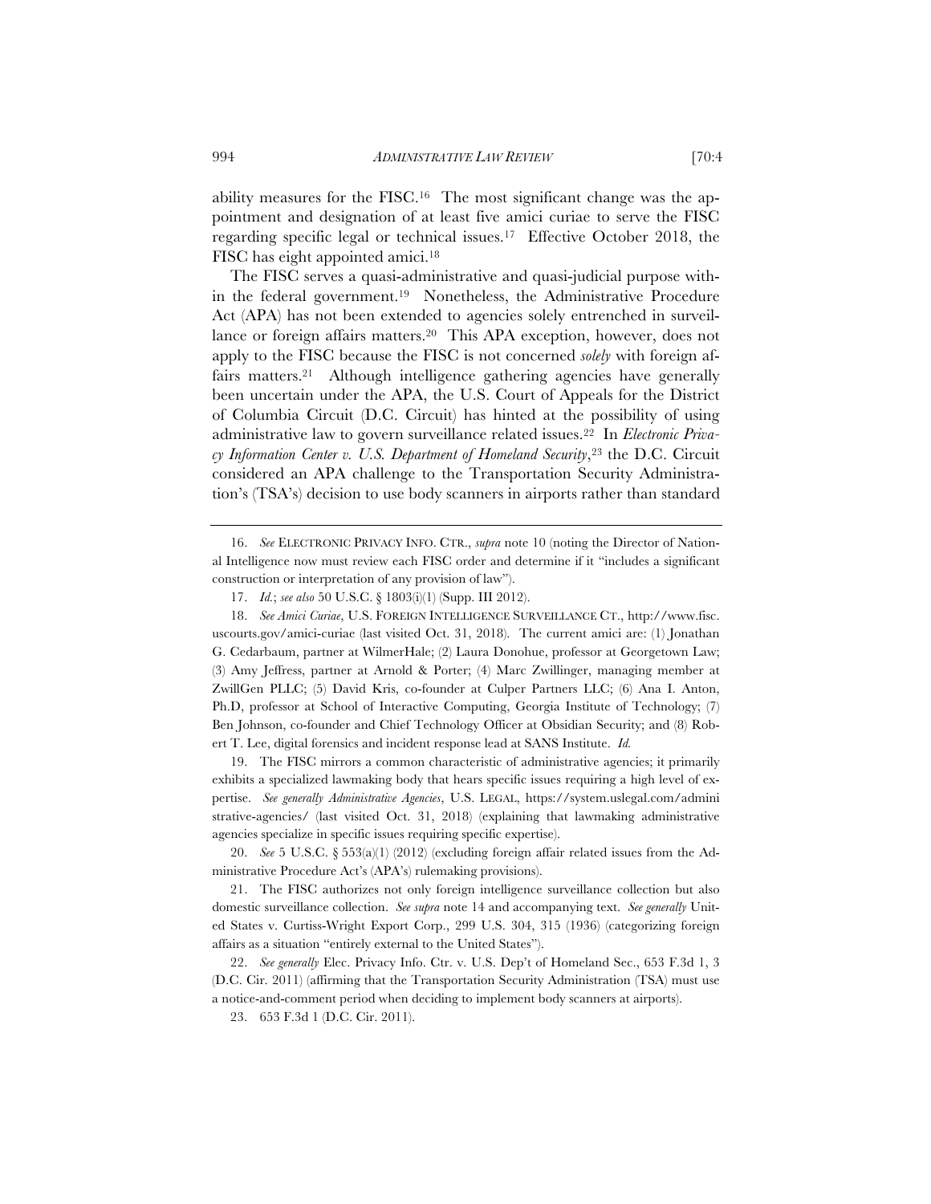ability measures for the FISC.[16] The most significant change was the appointment and designation of at least five amici curiae to serve the FISC regarding specific legal or technical issues.[17] Effective October 2018, the FISC has eight appointed amici.[18]

The FISC serves a quasi-administrative and quasi-judicial purpose within the federal government.[19] Nonetheless, the Administrative Procedure Act (APA) has not been extended to agencies solely entrenched in surveillance or foreign affairs matters.[20] This APA exception, however, does not apply to the FISC because the FISC is not concerned *solely* with foreign affairs matters.[21] Although intelligence gathering agencies have generally been uncertain under the APA, the U.S. Court of Appeals for the District of Columbia Circuit (D.C. Circuit) has hinted at the possibility of using administrative law to govern surveillance related issues.[22] In *Electronic Privacy Information Center v. U.S. Department of Homeland Security*,[23] the D.C. Circuit considered an APA challenge to the Transportation Security Administration's (TSA's) decision to use body scanners in airports rather than standard

---

16. *See* ELECTRONIC PRIVACY INFO. CTR., *supra* note 10 (noting the Director of National Intelligence now must review each FISC order and determine if it "includes a significant construction or interpretation of any provision of law").

17. *Id.*; *see also* 50 U.S.C. § 1803(i)(1) (Supp. III 2012).

18. *See Amici Curiae*, U.S. FOREIGN INTELLIGENCE SURVEILLANCE CT., http://www.fisc.uscourts.gov/amici-curiae (last visited Oct. 31, 2018). The current amici are: (1) Jonathan G. Cedarbaum, partner at WilmerHale; (2) Laura Donohue, professor at Georgetown Law; (3) Amy Jeffress, partner at Arnold & Porter; (4) Marc Zwillinger, managing member at ZwillGen PLLC; (5) David Kris, co-founder at Culper Partners LLC; (6) Ana I. Anton, Ph.D, professor at School of Interactive Computing, Georgia Institute of Technology; (7) Ben Johnson, co-founder and Chief Technology Officer at Obsidian Security; and (8) Robert T. Lee, digital forensics and incident response lead at SANS Institute. *Id.*

19. The FISC mirrors a common characteristic of administrative agencies; it primarily exhibits a specialized lawmaking body that hears specific issues requiring a high level of expertise. *See generally Administrative Agencies*, U.S. LEGAL, https://system.uslegal.com/administrative-agencies/ (last visited Oct. 31, 2018) (explaining that lawmaking administrative agencies specialize in specific issues requiring specific expertise).

20. *See* 5 U.S.C. § 553(a)(1) (2012) (excluding foreign affair related issues from the Administrative Procedure Act's (APA's) rulemaking provisions).

21. The FISC authorizes not only foreign intelligence surveillance collection but also domestic surveillance collection. *See supra* note 14 and accompanying text. *See generally* United States v. Curtiss-Wright Export Corp., 299 U.S. 304, 315 (1936) (categorizing foreign affairs as a situation "entirely external to the United States").

22. *See generally* Elec. Privacy Info. Ctr. v. U.S. Dep't of Homeland Sec., 653 F.3d 1, 3 (D.C. Cir. 2011) (affirming that the Transportation Security Administration (TSA) must use a notice-and-comment period when deciding to implement body scanners at airports).

23. 653 F.3d 1 (D.C. Cir. 2011).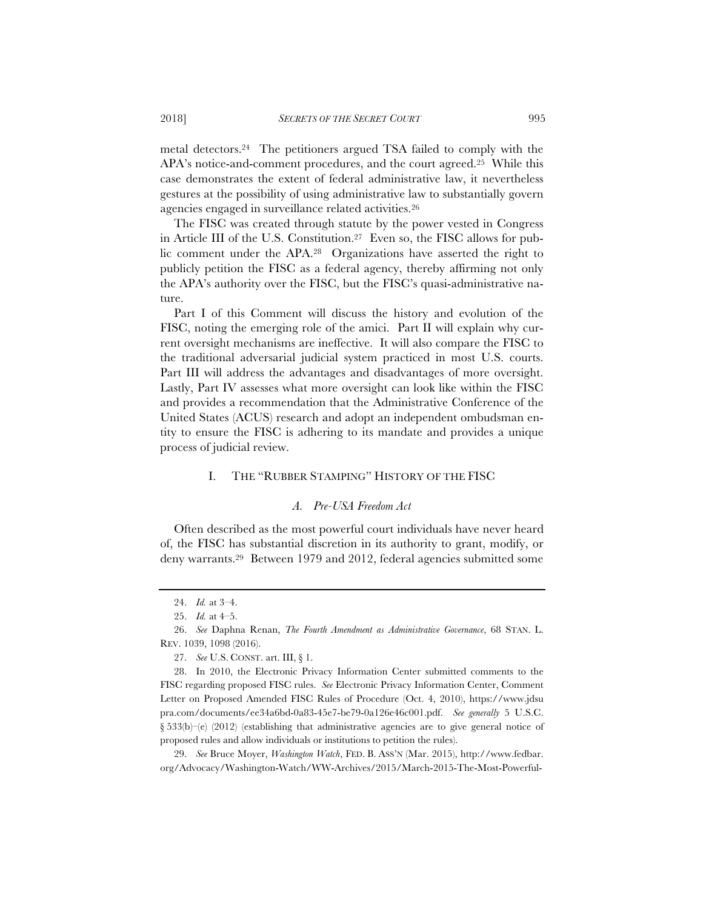metal detectors.[24] The petitioners argued TSA failed to comply with the APA's notice-and-comment procedures, and the court agreed.[25] While this case demonstrates the extent of federal administrative law, it nevertheless gestures at the possibility of using administrative law to substantially govern agencies engaged in surveillance related activities.[26]

The FISC was created through statute by the power vested in Congress in Article III of the U.S. Constitution.[27] Even so, the FISC allows for public comment under the APA.[28] Organizations have asserted the right to publicly petition the FISC as a federal agency, thereby affirming not only the APA's authority over the FISC, but the FISC's quasi-administrative nature.

Part I of this Comment will discuss the history and evolution of the FISC, noting the emerging role of the amici. Part II will explain why current oversight mechanisms are ineffective. It will also compare the FISC to the traditional adversarial judicial system practiced in most U.S. courts. Part III will address the advantages and disadvantages of more oversight. Lastly, Part IV assesses what more oversight can look like within the FISC and provides a recommendation that the Administrative Conference of the United States (ACUS) research and adopt an independent ombudsman entity to ensure the FISC is adhering to its mandate and provides a unique process of judicial review.

## I. THE "RUBBER STAMPING" HISTORY OF THE FISC

### *A. Pre-USA Freedom Act*

Often described as the most powerful court individuals have never heard of, the FISC has substantial discretion in its authority to grant, modify, or deny warrants.[29] Between 1979 and 2012, federal agencies submitted some

---

24. *Id.* at 3–4.

25. *Id.* at 4–5.

26. *See* Daphna Renan, *The Fourth Amendment as Administrative Governance*, 68 STAN. L. REV. 1039, 1098 (2016).

27. *See* U.S. CONST. art. III, § 1.

28. In 2010, the Electronic Privacy Information Center submitted comments to the FISC regarding proposed FISC rules. *See* Electronic Privacy Information Center, Comment Letter on Proposed Amended FISC Rules of Procedure (Oct. 4, 2010), https://www.jdsupra.com/documents/ee34a6bd-0a83-45e7-be79-0a126e46c001.pdf. *See generally* 5 U.S.C. § 533(b)–(e) (2012) (establishing that administrative agencies are to give general notice of proposed rules and allow individuals or institutions to petition the rules).

29. *See* Bruce Moyer, *Washington Watch*, FED. B. ASS'N (Mar. 2015), http://www.fedbar.org/Advocacy/Washington-Watch/WW-Archives/2015/March-2015-The-Most-Powerful-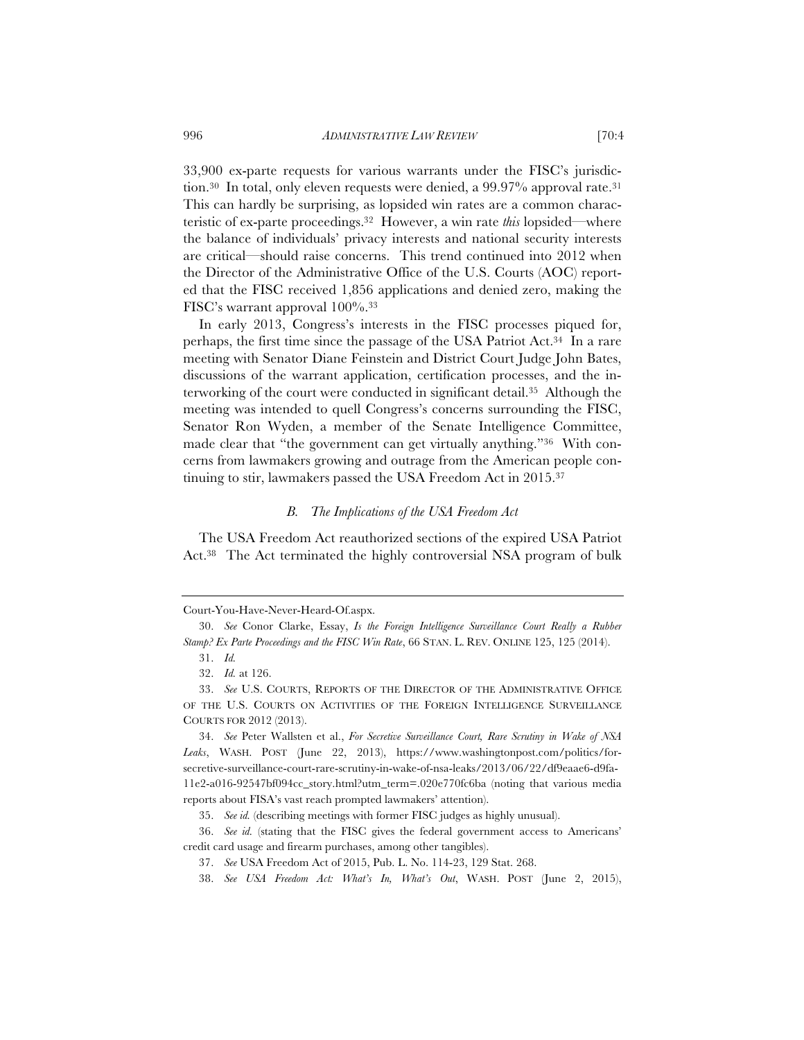33,900 ex-parte requests for various warrants under the FISC's jurisdiction.[30] In total, only eleven requests were denied, a 99.97% approval rate.[31] This can hardly be surprising, as lopsided win rates are a common characteristic of ex-parte proceedings.[32] However, a win rate *this* lopsided—where the balance of individuals' privacy interests and national security interests are critical—should raise concerns. This trend continued into 2012 when the Director of the Administrative Office of the U.S. Courts (AOC) reported that the FISC received 1,856 applications and denied zero, making the FISC's warrant approval 100%.[33]

In early 2013, Congress's interests in the FISC processes piqued for, perhaps, the first time since the passage of the USA Patriot Act.[34] In a rare meeting with Senator Diane Feinstein and District Court Judge John Bates, discussions of the warrant application, certification processes, and the interworking of the court were conducted in significant detail.[35] Although the meeting was intended to quell Congress's concerns surrounding the FISC, Senator Ron Wyden, a member of the Senate Intelligence Committee, made clear that "the government can get virtually anything."[36] With concerns from lawmakers growing and outrage from the American people continuing to stir, lawmakers passed the USA Freedom Act in 2015.[37]

### *B. The Implications of the USA Freedom Act*

The USA Freedom Act reauthorized sections of the expired USA Patriot Act.[38] The Act terminated the highly controversial NSA program of bulk

---

Court-You-Have-Never-Heard-Of.aspx.

30. *See* Conor Clarke, Essay, *Is the Foreign Intelligence Surveillance Court Really a Rubber Stamp? Ex Parte Proceedings and the FISC Win Rate*, 66 STAN. L. REV. ONLINE 125, 125 (2014).

31. *Id.*

32. *Id.* at 126.

33. *See* U.S. COURTS, REPORTS OF THE DIRECTOR OF THE ADMINISTRATIVE OFFICE OF THE U.S. COURTS ON ACTIVITIES OF THE FOREIGN INTELLIGENCE SURVEILLANCE COURTS FOR 2012 (2013).

34. *See* Peter Wallsten et al., *For Secretive Surveillance Court, Rare Scrutiny in Wake of NSA Leaks*, WASH. POST (June 22, 2013), https://www.washingtonpost.com/politics/for-secretive-surveillance-court-rare-scrutiny-in-wake-of-nsa-leaks/2013/06/22/df9eaae6-d9fa-11e2-a016-92547bf094cc_story.html?utm_term=.020e770fc6ba (noting that various media reports about FISA's vast reach prompted lawmakers' attention).

35. *See id.* (describing meetings with former FISC judges as highly unusual).

36. *See id.* (stating that the FISC gives the federal government access to Americans' credit card usage and firearm purchases, among other tangibles).

37. *See* USA Freedom Act of 2015, Pub. L. No. 114-23, 129 Stat. 268.

38. *See USA Freedom Act: What's In, What's Out*, WASH. POST (June 2, 2015),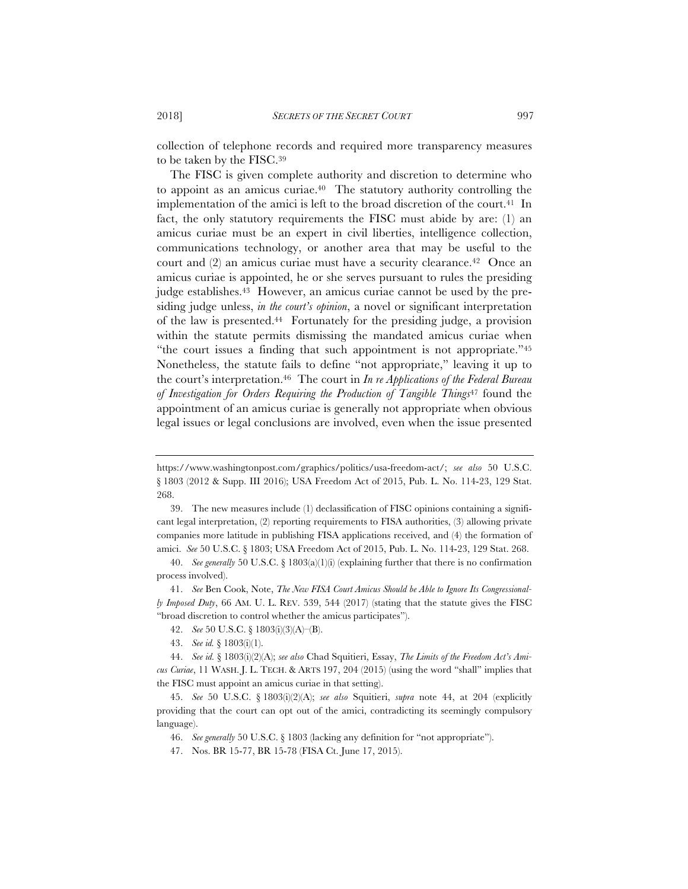collection of telephone records and required more transparency measures to be taken by the FISC.[39]

The FISC is given complete authority and discretion to determine who to appoint as an amicus curiae.[40] The statutory authority controlling the implementation of the amici is left to the broad discretion of the court.[41] In fact, the only statutory requirements the FISC must abide by are: (1) an amicus curiae must be an expert in civil liberties, intelligence collection, communications technology, or another area that may be useful to the court and (2) an amicus curiae must have a security clearance.[42] Once an amicus curiae is appointed, he or she serves pursuant to rules the presiding judge establishes.[43] However, an amicus curiae cannot be used by the presiding judge unless, *in the court's opinion*, a novel or significant interpretation of the law is presented.[44] Fortunately for the presiding judge, a provision within the statute permits dismissing the mandated amicus curiae when "the court issues a finding that such appointment is not appropriate."[45] Nonetheless, the statute fails to define "not appropriate," leaving it up to the court's interpretation.[46] The court in *In re Applications of the Federal Bureau of Investigation for Orders Requiring the Production of Tangible Things*[47] found the appointment of an amicus curiae is generally not appropriate when obvious legal issues or legal conclusions are involved, even when the issue presented

---

https://www.washingtonpost.com/graphics/politics/usa-freedom-act/; *see also* 50 U.S.C. § 1803 (2012 & Supp. III 2016); USA Freedom Act of 2015, Pub. L. No. 114-23, 129 Stat. 268.

39. The new measures include (1) declassification of FISC opinions containing a significant legal interpretation, (2) reporting requirements to FISA authorities, (3) allowing private companies more latitude in publishing FISA applications received, and (4) the formation of amici. *See* 50 U.S.C. § 1803; USA Freedom Act of 2015, Pub. L. No. 114-23, 129 Stat. 268.

40. *See generally* 50 U.S.C. § 1803(a)(1)(i) (explaining further that there is no confirmation process involved).

41. *See* Ben Cook, Note, *The New FISA Court Amicus Should be Able to Ignore Its Congressionally Imposed Duty*, 66 AM. U. L. REV. 539, 544 (2017) (stating that the statute gives the FISC "broad discretion to control whether the amicus participates").

42. *See* 50 U.S.C. § 1803(i)(3)(A)–(B).

43. *See id.* § 1803(i)(1).

44. *See id.* § 1803(i)(2)(A); *see also* Chad Squitieri, Essay, *The Limits of the Freedom Act's Amicus Curiae*, 11 WASH. J. L. TECH. & ARTS 197, 204 (2015) (using the word "shall" implies that the FISC must appoint an amicus curiae in that setting).

45. *See* 50 U.S.C. § 1803(i)(2)(A); *see also* Squitieri, *supra* note 44, at 204 (explicitly providing that the court can opt out of the amici, contradicting its seemingly compulsory language).

46. *See generally* 50 U.S.C. § 1803 (lacking any definition for "not appropriate").

47. Nos. BR 15-77, BR 15-78 (FISA Ct. June 17, 2015).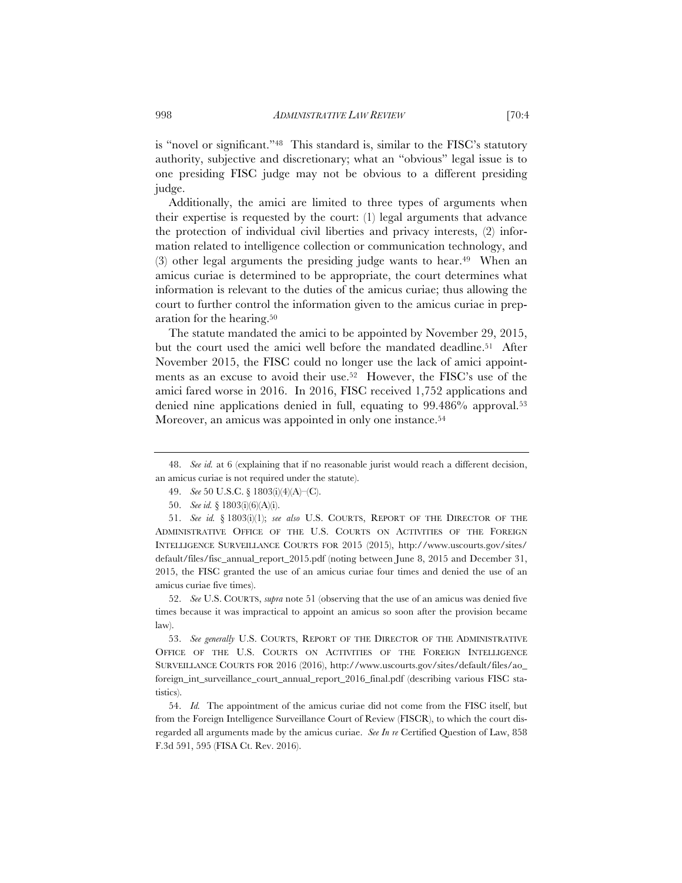is "novel or significant."[48] This standard is, similar to the FISC's statutory authority, subjective and discretionary; what an "obvious" legal issue is to one presiding FISC judge may not be obvious to a different presiding judge.

Additionally, the amici are limited to three types of arguments when their expertise is requested by the court: (1) legal arguments that advance the protection of individual civil liberties and privacy interests, (2) information related to intelligence collection or communication technology, and (3) other legal arguments the presiding judge wants to hear.[49] When an amicus curiae is determined to be appropriate, the court determines what information is relevant to the duties of the amicus curiae; thus allowing the court to further control the information given to the amicus curiae in preparation for the hearing.[50]

The statute mandated the amici to be appointed by November 29, 2015, but the court used the amici well before the mandated deadline.[51] After November 2015, the FISC could no longer use the lack of amici appointments as an excuse to avoid their use.[52] However, the FISC's use of the amici fared worse in 2016. In 2016, FISC received 1,752 applications and denied nine applications denied in full, equating to 99.486% approval.[53] Moreover, an amicus was appointed in only one instance.[54]

---

48. *See id.* at 6 (explaining that if no reasonable jurist would reach a different decision, an amicus curiae is not required under the statute).

49. *See* 50 U.S.C. § 1803(i)(4)(A)–(C).

50. *See id.* § 1803(i)(6)(A)(i).

51. *See id.* § 1803(i)(1); *see also* U.S. COURTS, REPORT OF THE DIRECTOR OF THE ADMINISTRATIVE OFFICE OF THE U.S. COURTS ON ACTIVITIES OF THE FOREIGN INTELLIGENCE SURVEILLANCE COURTS FOR 2015 (2015), http://www.uscourts.gov/sites/default/files/fisc_annual_report_2015.pdf (noting between June 8, 2015 and December 31, 2015, the FISC granted the use of an amicus curiae four times and denied the use of an amicus curiae five times).

52. *See* U.S. COURTS, *supra* note 51 (observing that the use of an amicus was denied five times because it was impractical to appoint an amicus so soon after the provision became law).

53. *See generally* U.S. COURTS, REPORT OF THE DIRECTOR OF THE ADMINISTRATIVE OFFICE OF THE U.S. COURTS ON ACTIVITIES OF THE FOREIGN INTELLIGENCE SURVEILLANCE COURTS FOR 2016 (2016), http://www.uscourts.gov/sites/default/files/ao_foreign_int_surveillance_court_annual_report_2016_final.pdf (describing various FISC statistics).

54. *Id.* The appointment of the amicus curiae did not come from the FISC itself, but from the Foreign Intelligence Surveillance Court of Review (FISCR), to which the court disregarded all arguments made by the amicus curiae. *See In re* Certified Question of Law, 858 F.3d 591, 595 (FISA Ct. Rev. 2016).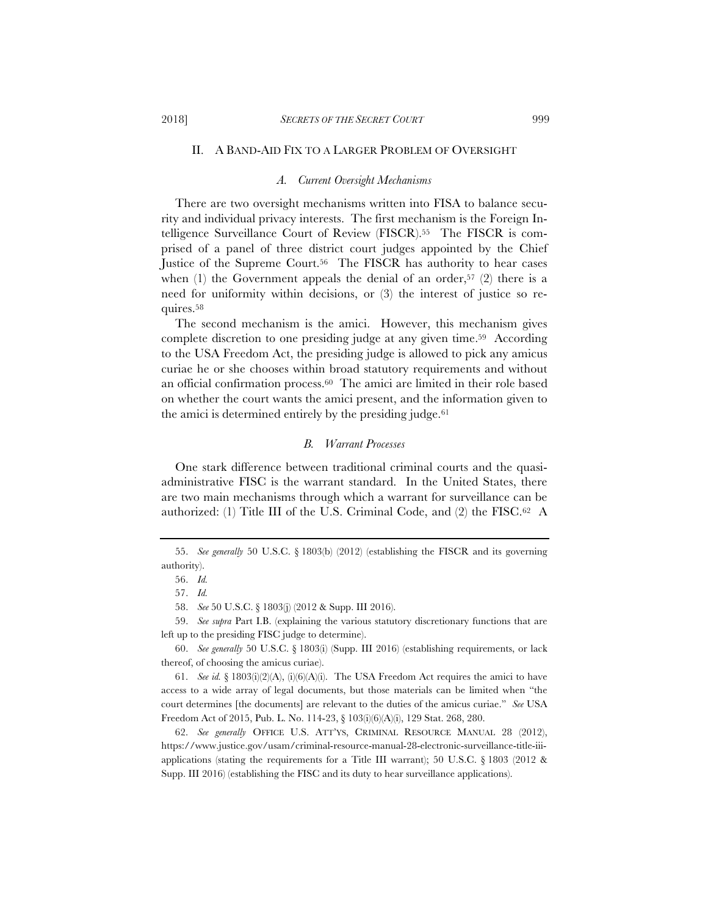## II. A Band-Aid Fix to a Larger Problem of Oversight

### *A. Current Oversight Mechanisms*

There are two oversight mechanisms written into FISA to balance security and individual privacy interests. The first mechanism is the Foreign Intelligence Surveillance Court of Review (FISCR).[55] The FISCR is comprised of a panel of three district court judges appointed by the Chief Justice of the Supreme Court.[56] The FISCR has authority to hear cases when (1) the Government appeals the denial of an order,[57] (2) there is a need for uniformity within decisions, or (3) the interest of justice so requires.[58]

The second mechanism is the amici. However, this mechanism gives complete discretion to one presiding judge at any given time.[59] According to the USA Freedom Act, the presiding judge is allowed to pick any amicus curiae he or she chooses within broad statutory requirements and without an official confirmation process.[60] The amici are limited in their role based on whether the court wants the amici present, and the information given to the amici is determined entirely by the presiding judge.[61]

### *B. Warrant Processes*

One stark difference between traditional criminal courts and the quasi-administrative FISC is the warrant standard. In the United States, there are two main mechanisms through which a warrant for surveillance can be authorized: (1) Title III of the U.S. Criminal Code, and (2) the FISC.[62] A

---

55. *See generally* 50 U.S.C. § 1803(b) (2012) (establishing the FISCR and its governing authority).

56. *Id.*

57. *Id.*

58. *See* 50 U.S.C. § 1803(j) (2012 & Supp. III 2016).

59. *See supra* Part I.B. (explaining the various statutory discretionary functions that are left up to the presiding FISC judge to determine).

60. *See generally* 50 U.S.C. § 1803(i) (Supp. III 2016) (establishing requirements, or lack thereof, of choosing the amicus curiae).

61. *See id.* § 1803(i)(2)(A), (i)(6)(A)(i). The USA Freedom Act requires the amici to have access to a wide array of legal documents, but those materials can be limited when "the court determines [the documents] are relevant to the duties of the amicus curiae." *See* USA Freedom Act of 2015, Pub. L. No. 114-23, § 103(i)(6)(A)(i), 129 Stat. 268, 280.

62. *See generally* OFFICE U.S. ATT'YS, CRIMINAL RESOURCE MANUAL 28 (2012), https://www.justice.gov/usam/criminal-resource-manual-28-electronic-surveillance-title-iii-applications (stating the requirements for a Title III warrant); 50 U.S.C. § 1803 (2012 & Supp. III 2016) (establishing the FISC and its duty to hear surveillance applications).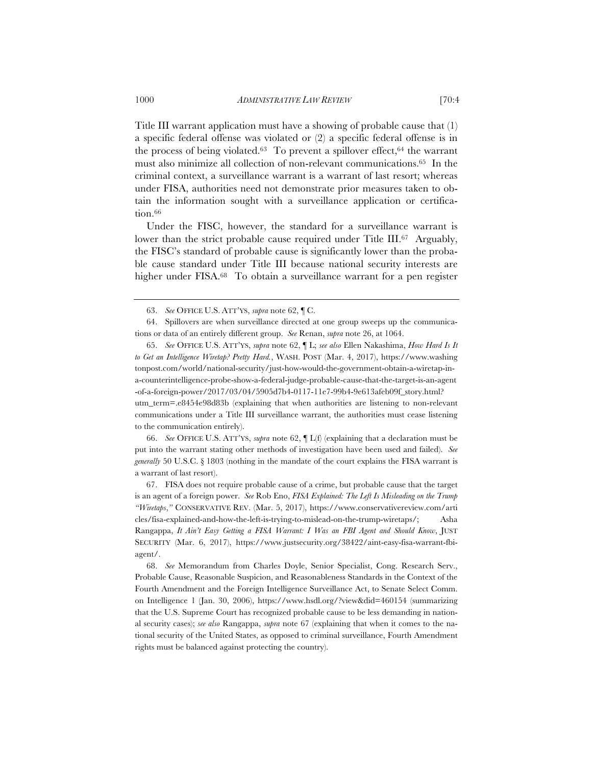Title III warrant application must have a showing of probable cause that (1) a specific federal offense was violated or (2) a specific federal offense is in the process of being violated.[63] To prevent a spillover effect,[64] the warrant must also minimize all collection of non-relevant communications.[65] In the criminal context, a surveillance warrant is a warrant of last resort; whereas under FISA, authorities need not demonstrate prior measures taken to obtain the information sought with a surveillance application or certification.[66]

Under the FISC, however, the standard for a surveillance warrant is lower than the strict probable cause required under Title III.[67] Arguably, the FISC's standard of probable cause is significantly lower than the probable cause standard under Title III because national security interests are higher under FISA.[68] To obtain a surveillance warrant for a pen register

---

63. *See* OFFICE U.S. ATT'YS, *supra* note 62, ¶ C.

64. Spillovers are when surveillance directed at one group sweeps up the communications or data of an entirely different group. *See* Renan, *supra* note 26, at 1064.

65. *See* OFFICE U.S. ATT'YS, *supra* note 62, ¶ L; *see also* Ellen Nakashima, *How Hard Is It to Get an Intelligence Wiretap? Pretty Hard.*, WASH. POST (Mar. 4, 2017), https://www.washingtonpost.com/world/national-security/just-how-would-the-government-obtain-a-wiretap-in-a-counterintelligence-probe-show-a-federal-judge-probable-cause-that-the-target-is-an-agent-of-a-foreign-power/2017/03/04/5905d7b4-0117-11e7-99b4-9e613afeb09f_story.html?utm_term=.e8454e98d83b (explaining that when authorities are listening to non-relevant communications under a Title III surveillance warrant, the authorities must cease listening to the communication entirely).

66. *See* OFFICE U.S. ATT'YS, *supra* note 62, ¶ L(f) (explaining that a declaration must be put into the warrant stating other methods of investigation have been used and failed). *See generally* 50 U.S.C. § 1803 (nothing in the mandate of the court explains the FISA warrant is a warrant of last resort).

67. FISA does not require probable cause of a crime, but probable cause that the target is an agent of a foreign power. *See* Rob Eno, *FISA Explained: The Left Is Misleading on the Trump "Wiretaps*,*"* CONSERVATIVE REV. (Mar. 5, 2017), https://www.conservativereview.com/articles/fisa-explained-and-how-the-left-is-trying-to-mislead-on-the-trump-wiretaps/; Asha Rangappa, *It Ain't Easy Getting a FISA Warrant: I Was an FBI Agent and Should Know*, JUST SECURITY (Mar. 6, 2017), https://www.justsecurity.org/38422/aint-easy-fisa-warrant-fbi-agent/.

68. *See* Memorandum from Charles Doyle, Senior Specialist, Cong. Research Serv., Probable Cause, Reasonable Suspicion, and Reasonableness Standards in the Context of the Fourth Amendment and the Foreign Intelligence Surveillance Act, to Senate Select Comm. on Intelligence 1 (Jan. 30, 2006), https://www.hsdl.org/?view&did=460154 (summarizing that the U.S. Supreme Court has recognized probable cause to be less demanding in national security cases); *see also* Rangappa, *supra* note 67 (explaining that when it comes to the national security of the United States, as opposed to criminal surveillance, Fourth Amendment rights must be balanced against protecting the country).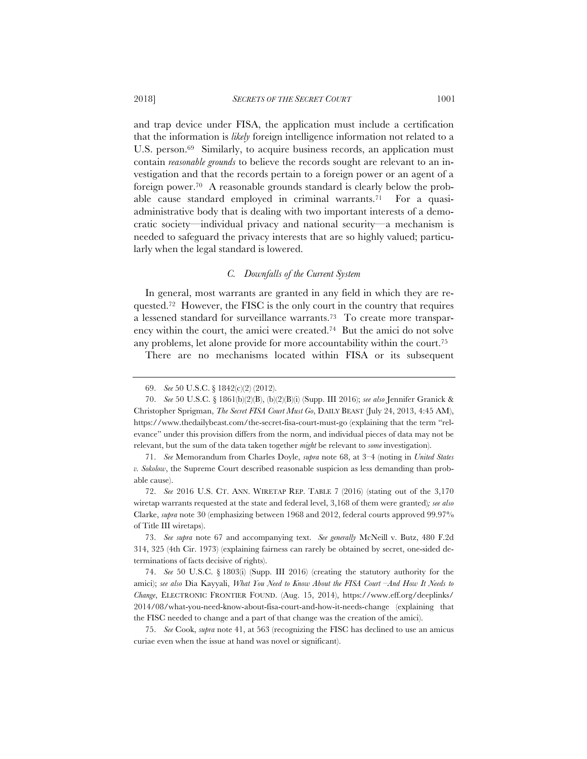and trap device under FISA, the application must include a certification that the information is *likely* foreign intelligence information not related to a U.S. person.[69] Similarly, to acquire business records, an application must contain *reasonable grounds* to believe the records sought are relevant to an investigation and that the records pertain to a foreign power or an agent of a foreign power.[70] A reasonable grounds standard is clearly below the probable cause standard employed in criminal warrants.[71] For a quasi-administrative body that is dealing with two important interests of a democratic society—individual privacy and national security—a mechanism is needed to safeguard the privacy interests that are so highly valued; particularly when the legal standard is lowered.

### *C. Downfalls of the Current System*

In general, most warrants are granted in any field in which they are requested.[72] However, the FISC is the only court in the country that requires a lessened standard for surveillance warrants.[73] To create more transparency within the court, the amici were created.[74] But the amici do not solve any problems, let alone provide for more accountability within the court.[75]

There are no mechanisms located within FISA or its subsequent

---

69. *See* 50 U.S.C. § 1842(c)(2) (2012).

70. *See* 50 U.S.C. § 1861(b)(2)(B), (b)(2)(B)(i) (Supp. III 2016); *see also* Jennifer Granick & Christopher Sprigman, *The Secret FISA Court Must Go*, DAILY BEAST (July 24, 2013, 4:45 AM), https://www.thedailybeast.com/the-secret-fisa-court-must-go (explaining that the term "relevance" under this provision differs from the norm, and individual pieces of data may not be relevant, but the sum of the data taken together *might* be relevant to *some* investigation).

71. *See* Memorandum from Charles Doyle, *supra* note 68, at 3–4 (noting in *United States v. Sokolow*, the Supreme Court described reasonable suspicion as less demanding than probable cause).

72. *See* 2016 U.S. CT. ANN. WIRETAP REP. TABLE 7 (2016) (stating out of the 3,170 wiretap warrants requested at the state and federal level, 3,168 of them were granted)*; see also* Clarke, *supra* note 30 (emphasizing between 1968 and 2012, federal courts approved 99.97% of Title III wiretaps).

73. *See supra* note 67 and accompanying text. *See generally* McNeill v. Butz, 480 F.2d 314, 325 (4th Cir. 1973) (explaining fairness can rarely be obtained by secret, one-sided determinations of facts decisive of rights).

74. *See* 50 U.S.C. § 1803(i) (Supp. III 2016) (creating the statutory authority for the amici); *see also* Dia Kayyali, *What You Need to Know About the FISA Court –And How It Needs to Change*, ELECTRONIC FRONTIER FOUND. (Aug. 15, 2014), https://www.eff.org/deeplinks/2014/08/what-you-need-know-about-fisa-court-and-how-it-needs-change (explaining that the FISC needed to change and a part of that change was the creation of the amici).

75. *See* Cook, *supra* note 41, at 563 (recognizing the FISC has declined to use an amicus curiae even when the issue at hand was novel or significant).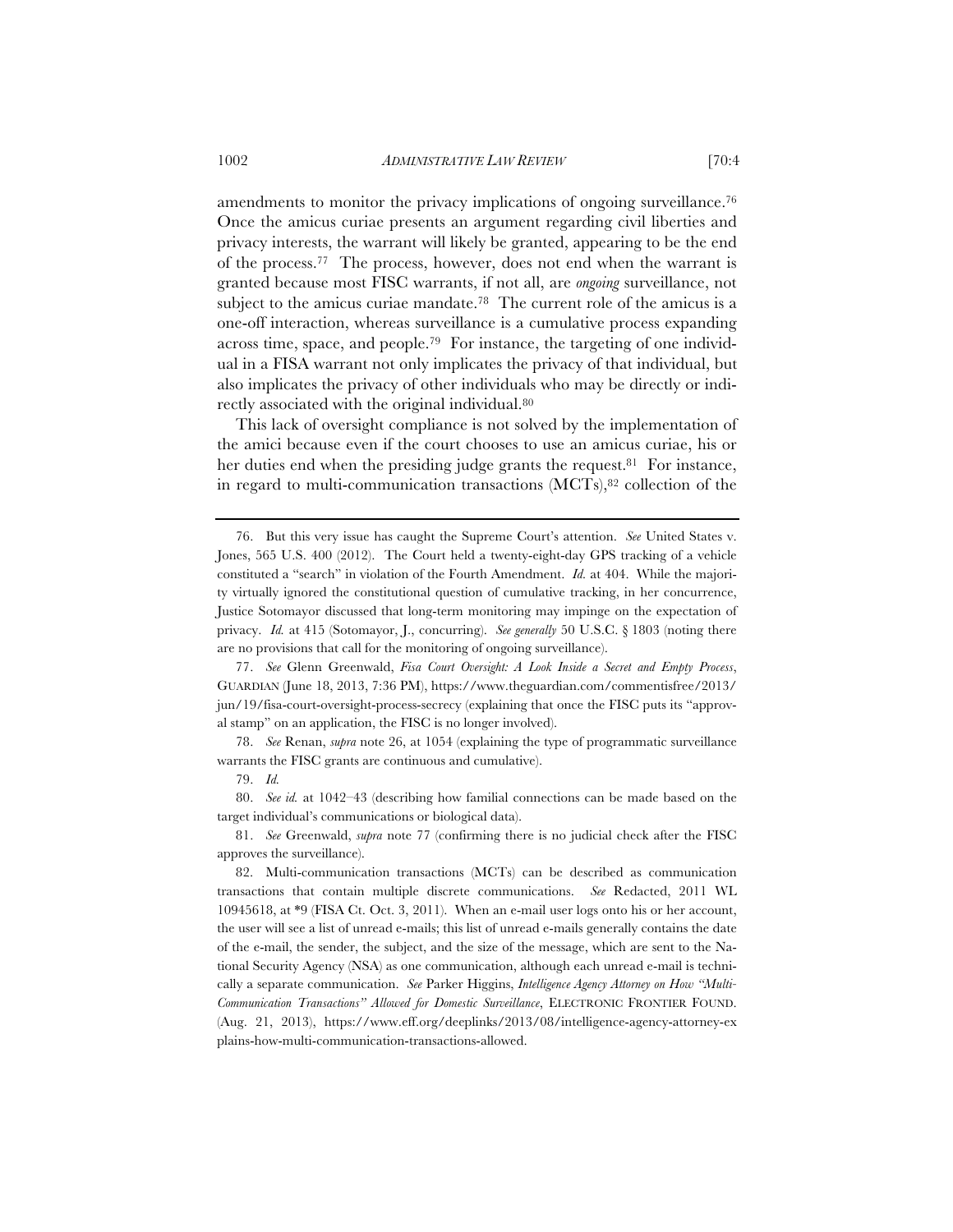amendments to monitor the privacy implications of ongoing surveillance.[76] Once the amicus curiae presents an argument regarding civil liberties and privacy interests, the warrant will likely be granted, appearing to be the end of the process.[77] The process, however, does not end when the warrant is granted because most FISC warrants, if not all, are *ongoing* surveillance, not subject to the amicus curiae mandate.[78] The current role of the amicus is a one-off interaction, whereas surveillance is a cumulative process expanding across time, space, and people.[79] For instance, the targeting of one individual in a FISA warrant not only implicates the privacy of that individual, but also implicates the privacy of other individuals who may be directly or indirectly associated with the original individual.[80]

This lack of oversight compliance is not solved by the implementation of the amici because even if the court chooses to use an amicus curiae, his or her duties end when the presiding judge grants the request.[81] For instance, in regard to multi-communication transactions (MCTs),[82] collection of the

---

76. But this very issue has caught the Supreme Court's attention. *See* United States v. Jones, 565 U.S. 400 (2012). The Court held a twenty-eight-day GPS tracking of a vehicle constituted a "search" in violation of the Fourth Amendment. *Id.* at 404. While the majority virtually ignored the constitutional question of cumulative tracking, in her concurrence, Justice Sotomayor discussed that long-term monitoring may impinge on the expectation of privacy. *Id.* at 415 (Sotomayor, J., concurring). *See generally* 50 U.S.C. § 1803 (noting there are no provisions that call for the monitoring of ongoing surveillance).

77. *See* Glenn Greenwald, *Fisa Court Oversight: A Look Inside a Secret and Empty Process*, GUARDIAN (June 18, 2013, 7:36 PM), https://www.theguardian.com/commentisfree/2013/jun/19/fisa-court-oversight-process-secrecy (explaining that once the FISC puts its "approval stamp" on an application, the FISC is no longer involved).

78. *See* Renan, *supra* note 26, at 1054 (explaining the type of programmatic surveillance warrants the FISC grants are continuous and cumulative).

79. *Id.*

80. *See id.* at 1042–43 (describing how familial connections can be made based on the target individual's communications or biological data).

81. *See* Greenwald, *supra* note 77 (confirming there is no judicial check after the FISC approves the surveillance).

82. Multi-communication transactions (MCTs) can be described as communication transactions that contain multiple discrete communications. *See* Redacted, 2011 WL 10945618, at *9 (FISA Ct. Oct. 3, 2011). When an e-mail user logs onto his or her account, the user will see a list of unread e-mails; this list of unread e-mails generally contains the date of the e-mail, the sender, the subject, and the size of the message, which are sent to the National Security Agency (NSA) as one communication, although each unread e-mail is technically a separate communication. *See* Parker Higgins, *Intelligence Agency Attorney on How "Multi-Communication Transactions" Allowed for Domestic Surveillance*, ELECTRONIC FRONTIER FOUND. (Aug. 21, 2013), https://www.eff.org/deeplinks/2013/08/intelligence-agency-attorney-explains-how-multi-communication-transactions-allowed.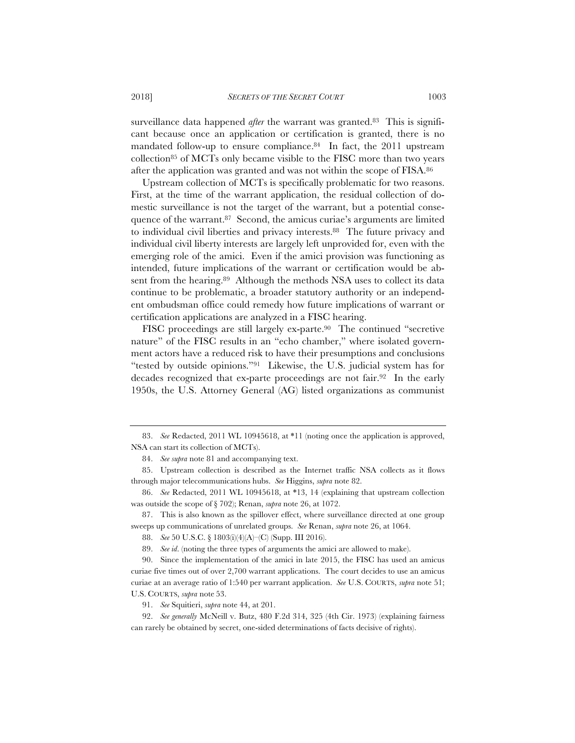surveillance data happened *after* the warrant was granted.[83] This is significant because once an application or certification is granted, there is no mandated follow-up to ensure compliance.[84] In fact, the 2011 upstream collection[85] of MCTs only became visible to the FISC more than two years after the application was granted and was not within the scope of FISA.[86]

Upstream collection of MCTs is specifically problematic for two reasons. First, at the time of the warrant application, the residual collection of domestic surveillance is not the target of the warrant, but a potential consequence of the warrant.[87] Second, the amicus curiae's arguments are limited to individual civil liberties and privacy interests.[88] The future privacy and individual civil liberty interests are largely left unprovided for, even with the emerging role of the amici. Even if the amici provision was functioning as intended, future implications of the warrant or certification would be absent from the hearing.[89] Although the methods NSA uses to collect its data continue to be problematic, a broader statutory authority or an independent ombudsman office could remedy how future implications of warrant or certification applications are analyzed in a FISC hearing.

FISC proceedings are still largely ex-parte.[90] The continued "secretive nature" of the FISC results in an "echo chamber," where isolated government actors have a reduced risk to have their presumptions and conclusions "tested by outside opinions."[91] Likewise, the U.S. judicial system has for decades recognized that ex-parte proceedings are not fair.[92] In the early 1950s, the U.S. Attorney General (AG) listed organizations as communist

---

83. *See* Redacted, 2011 WL 10945618, at *11 (noting once the application is approved, NSA can start its collection of MCTs).

84. *See supra* note 81 and accompanying text.

85. Upstream collection is described as the Internet traffic NSA collects as it flows through major telecommunications hubs. *See* Higgins, *supra* note 82.

86. *See* Redacted, 2011 WL 10945618, at *13, 14 (explaining that upstream collection was outside the scope of § 702); Renan, *supra* note 26, at 1072.

87. This is also known as the spillover effect, where surveillance directed at one group sweeps up communications of unrelated groups. *See* Renan, *supra* note 26, at 1064.

88. *See* 50 U.S.C. § 1803(i)(4)(A)–(C) (Supp. III 2016).

89. *See id*. (noting the three types of arguments the amici are allowed to make).

90. Since the implementation of the amici in late 2015, the FISC has used an amicus curiae five times out of over 2,700 warrant applications. The court decides to use an amicus curiae at an average ratio of 1:540 per warrant application. *See* U.S. COURTS, *supra* note 51; U.S. COURTS, *supra* note 53.

91. *See* Squitieri, *supra* note 44, at 201.

92. *See generally* McNeill v. Butz, 480 F.2d 314, 325 (4th Cir. 1973) (explaining fairness can rarely be obtained by secret, one-sided determinations of facts decisive of rights).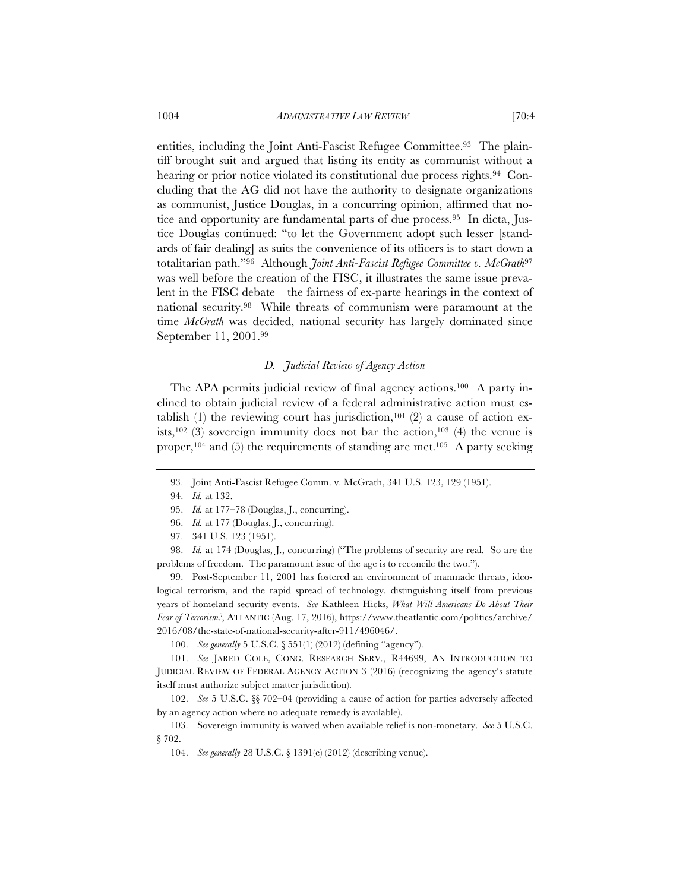entities, including the Joint Anti-Fascist Refugee Committee.[93] The plaintiff brought suit and argued that listing its entity as communist without a hearing or prior notice violated its constitutional due process rights.[94] Concluding that the AG did not have the authority to designate organizations as communist, Justice Douglas, in a concurring opinion, affirmed that notice and opportunity are fundamental parts of due process.[95] In dicta, Justice Douglas continued: "to let the Government adopt such lesser [standards of fair dealing] as suits the convenience of its officers is to start down a totalitarian path."[96] Although *Joint Anti-Fascist Refugee Committee v. McGrath*[97] was well before the creation of the FISC, it illustrates the same issue prevalent in the FISC debate—the fairness of ex-parte hearings in the context of national security.[98] While threats of communism were paramount at the time *McGrath* was decided, national security has largely dominated since September 11, 2001.[99]

### *D. Judicial Review of Agency Action*

The APA permits judicial review of final agency actions.[100] A party inclined to obtain judicial review of a federal administrative action must establish (1) the reviewing court has jurisdiction,[101] (2) a cause of action exists,[102] (3) sovereign immunity does not bar the action,[103] (4) the venue is proper,[104] and (5) the requirements of standing are met.[105] A party seeking

---

93. Joint Anti-Fascist Refugee Comm. v. McGrath, 341 U.S. 123, 129 (1951).

94. *Id.* at 132.

95. *Id.* at 177–78 (Douglas, J., concurring).

96. *Id.* at 177 (Douglas, J., concurring).

97. 341 U.S. 123 (1951).

98. *Id.* at 174 (Douglas, J., concurring) ("The problems of security are real. So are the problems of freedom. The paramount issue of the age is to reconcile the two.").

99. Post-September 11, 2001 has fostered an environment of manmade threats, ideological terrorism, and the rapid spread of technology, distinguishing itself from previous years of homeland security events. *See* Kathleen Hicks, *What Will Americans Do About Their Fear of Terrorism?*, ATLANTIC (Aug. 17, 2016), https://www.theatlantic.com/politics/archive/2016/08/the-state-of-national-security-after-911/496046/.

100. *See generally* 5 U.S.C. § 551(1) (2012) (defining "agency").

101. *See* JARED COLE, CONG. RESEARCH SERV., R44699, AN INTRODUCTION TO JUDICIAL REVIEW OF FEDERAL AGENCY ACTION 3 (2016) (recognizing the agency's statute itself must authorize subject matter jurisdiction).

102. *See* 5 U.S.C. §§ 702–04 (providing a cause of action for parties adversely affected by an agency action where no adequate remedy is available).

103. Sovereign immunity is waived when available relief is non-monetary. *See* 5 U.S.C. § 702.

104. *See generally* 28 U.S.C. § 1391(e) (2012) (describing venue).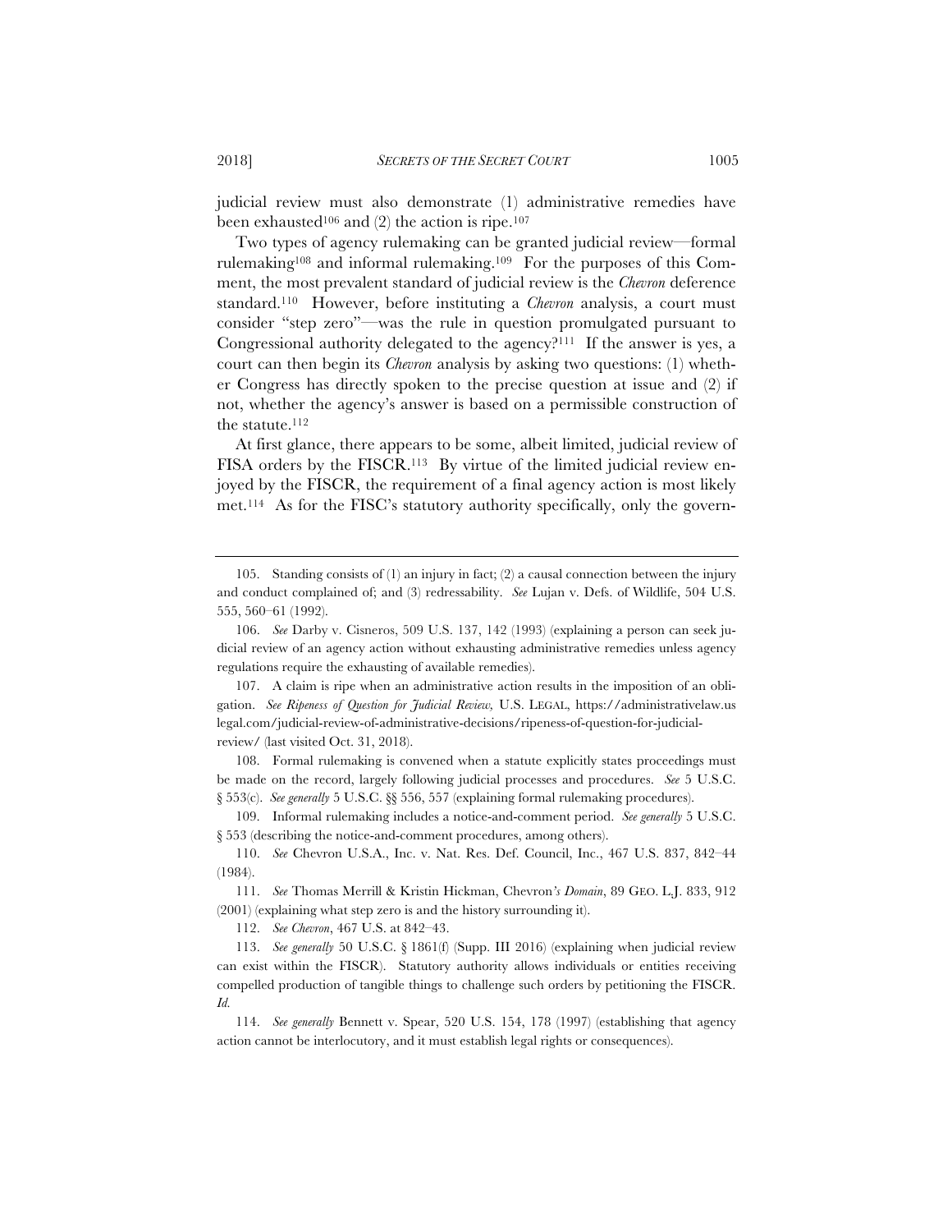judicial review must also demonstrate (1) administrative remedies have been exhausted[106] and (2) the action is ripe.[107]

Two types of agency rulemaking can be granted judicial review—formal rulemaking[108] and informal rulemaking.[109] For the purposes of this Comment, the most prevalent standard of judicial review is the *Chevron* deference standard.[110] However, before instituting a *Chevron* analysis, a court must consider "step zero"—was the rule in question promulgated pursuant to Congressional authority delegated to the agency?[111] If the answer is yes, a court can then begin its *Chevron* analysis by asking two questions: (1) whether Congress has directly spoken to the precise question at issue and (2) if not, whether the agency's answer is based on a permissible construction of the statute.[112]

At first glance, there appears to be some, albeit limited, judicial review of FISA orders by the FISCR.[113] By virtue of the limited judicial review enjoyed by the FISCR, the requirement of a final agency action is most likely met.[114] As for the FISC's statutory authority specifically, only the govern-

---

105. Standing consists of (1) an injury in fact; (2) a causal connection between the injury and conduct complained of; and (3) redressability. *See* Lujan v. Defs. of Wildlife, 504 U.S. 555, 560–61 (1992).

106. *See* Darby v. Cisneros, 509 U.S. 137, 142 (1993) (explaining a person can seek judicial review of an agency action without exhausting administrative remedies unless agency regulations require the exhausting of available remedies).

107. A claim is ripe when an administrative action results in the imposition of an obligation. *See Ripeness of Question for Judicial Review,* U.S. LEGAL, https://administrativelaw.uslegal.com/judicial-review-of-administrative-decisions/ripeness-of-question-for-judicial-review/ (last visited Oct. 31, 2018).

108. Formal rulemaking is convened when a statute explicitly states proceedings must be made on the record, largely following judicial processes and procedures. *See* 5 U.S.C. § 553(c). *See generally* 5 U.S.C. §§ 556, 557 (explaining formal rulemaking procedures).

109. Informal rulemaking includes a notice-and-comment period. *See generally* 5 U.S.C. § 553 (describing the notice-and-comment procedures, among others).

110. *See* Chevron U.S.A., Inc. v. Nat. Res. Def. Council, Inc., 467 U.S. 837, 842–44 (1984).

111. *See* Thomas Merrill & Kristin Hickman, Chevron*'s Domain*, 89 GEO. L.J. 833, 912 (2001) (explaining what step zero is and the history surrounding it).

112. *See Chevron*, 467 U.S. at 842–43.

113. *See generally* 50 U.S.C. § 1861(f) (Supp. III 2016) (explaining when judicial review can exist within the FISCR). Statutory authority allows individuals or entities receiving compelled production of tangible things to challenge such orders by petitioning the FISCR. *Id.*

114. *See generally* Bennett v. Spear, 520 U.S. 154, 178 (1997) (establishing that agency action cannot be interlocutory, and it must establish legal rights or consequences).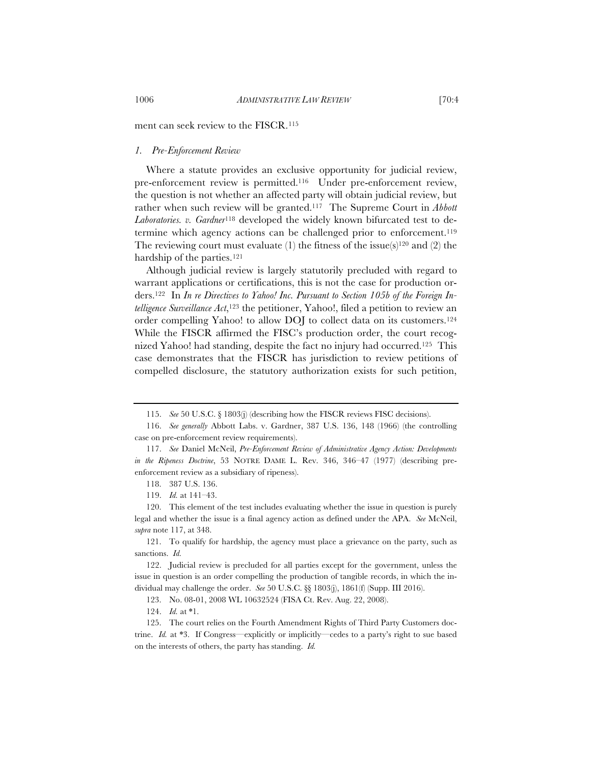ment can seek review to the FISCR.[115]

### *1. Pre-Enforcement Review*

Where a statute provides an exclusive opportunity for judicial review, pre-enforcement review is permitted.[116] Under pre-enforcement review, the question is not whether an affected party will obtain judicial review, but rather when such review will be granted.[117] The Supreme Court in *Abbott Laboratories. v. Gardner*[118] developed the widely known bifurcated test to determine which agency actions can be challenged prior to enforcement.[119] The reviewing court must evaluate (1) the fitness of the issue(s)[120] and (2) the hardship of the parties.[121]

Although judicial review is largely statutorily precluded with regard to warrant applications or certifications, this is not the case for production orders.[122] In *In re Directives to Yahoo! Inc. Pursuant to Section 105b of the Foreign Intelligence Surveillance Act*,[123] the petitioner, Yahoo!, filed a petition to review an order compelling Yahoo! to allow DOJ to collect data on its customers.[124] While the FISCR affirmed the FISC's production order, the court recognized Yahoo! had standing, despite the fact no injury had occurred.[125] This case demonstrates that the FISCR has jurisdiction to review petitions of compelled disclosure, the statutory authorization exists for such petition,

---

115. *See* 50 U.S.C. § 1803(j) (describing how the FISCR reviews FISC decisions).

116. *See generally* Abbott Labs. v. Gardner, 387 U.S. 136, 148 (1966) (the controlling case on pre-enforcement review requirements).

117. *See* Daniel McNeil, *Pre-Enforcement Review of Administrative Agency Action: Developments in the Ripeness Doctrine*, 53 NOTRE DAME L. Rev. 346, 346–47 (1977) (describing pre-enforcement review as a subsidiary of ripeness).

118. 387 U.S. 136.

119. *Id.* at 141–43.

120. This element of the test includes evaluating whether the issue in question is purely legal and whether the issue is a final agency action as defined under the APA. *See* McNeil, *supra* note 117, at 348.

121. To qualify for hardship, the agency must place a grievance on the party, such as sanctions. *Id.*

122. Judicial review is precluded for all parties except for the government, unless the issue in question is an order compelling the production of tangible records, in which the individual may challenge the order. *See* 50 U.S.C. §§ 1803(j), 1861(f) (Supp. III 2016).

123. No. 08-01, 2008 WL 10632524 (FISA Ct. Rev. Aug. 22, 2008).

124. *Id.* at *1.

125. The court relies on the Fourth Amendment Rights of Third Party Customers doctrine. *Id.* at *3. If Congress—explicitly or implicitly—cedes to a party's right to sue based on the interests of others, the party has standing. *Id.*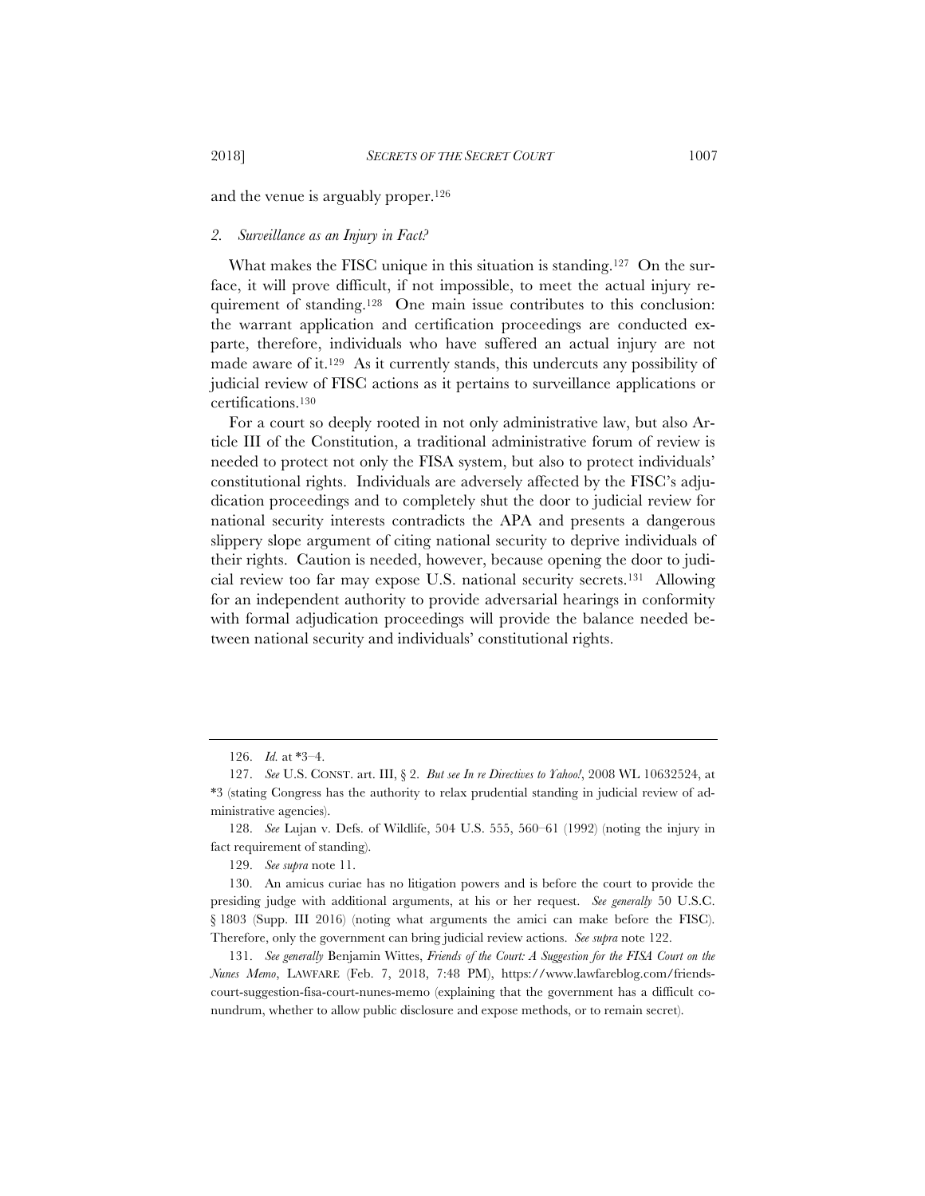and the venue is arguably proper.[126]

### *2. Surveillance as an Injury in Fact?*

What makes the FISC unique in this situation is standing.[127] On the surface, it will prove difficult, if not impossible, to meet the actual injury requirement of standing.[128] One main issue contributes to this conclusion: the warrant application and certification proceedings are conducted ex-parte, therefore, individuals who have suffered an actual injury are not made aware of it.[129] As it currently stands, this undercuts any possibility of judicial review of FISC actions as it pertains to surveillance applications or certifications.[130]

For a court so deeply rooted in not only administrative law, but also Article III of the Constitution, a traditional administrative forum of review is needed to protect not only the FISA system, but also to protect individuals' constitutional rights. Individuals are adversely affected by the FISC's adjudication proceedings and to completely shut the door to judicial review for national security interests contradicts the APA and presents a dangerous slippery slope argument of citing national security to deprive individuals of their rights. Caution is needed, however, because opening the door to judicial review too far may expose U.S. national security secrets.[131] Allowing for an independent authority to provide adversarial hearings in conformity with formal adjudication proceedings will provide the balance needed between national security and individuals' constitutional rights.

---

126. *Id.* at *3–4.

127. *See* U.S. CONST. art. III, § 2. *But see In re Directives to Yahoo!*, 2008 WL 10632524, at *3 (stating Congress has the authority to relax prudential standing in judicial review of administrative agencies).

128. *See* Lujan v. Defs. of Wildlife, 504 U.S. 555, 560–61 (1992) (noting the injury in fact requirement of standing).

129. *See supra* note 11.

130. An amicus curiae has no litigation powers and is before the court to provide the presiding judge with additional arguments, at his or her request. *See generally* 50 U.S.C. § 1803 (Supp. III 2016) (noting what arguments the amici can make before the FISC). Therefore, only the government can bring judicial review actions. *See supra* note 122.

131. *See generally* Benjamin Wittes, *Friends of the Court: A Suggestion for the FISA Court on the Nunes Memo*, LAWFARE (Feb. 7, 2018, 7:48 PM), https://www.lawfareblog.com/friends-court-suggestion-fisa-court-nunes-memo (explaining that the government has a difficult conundrum, whether to allow public disclosure and expose methods, or to remain secret).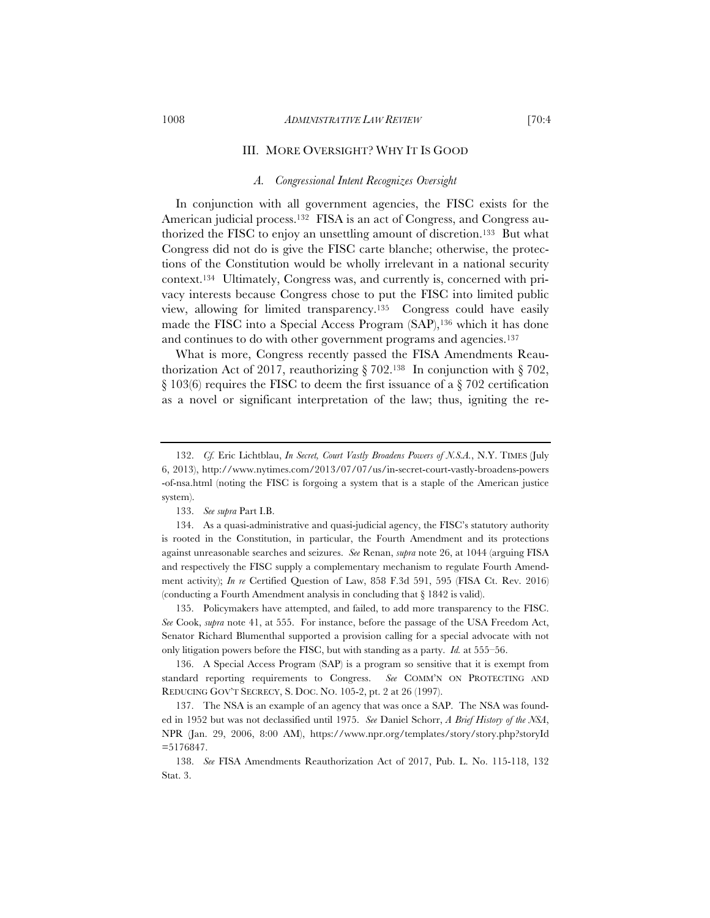## III. MORE OVERSIGHT? WHY IT IS GOOD

### *A. Congressional Intent Recognizes Oversight*

In conjunction with all government agencies, the FISC exists for the American judicial process.[132] FISA is an act of Congress, and Congress authorized the FISC to enjoy an unsettling amount of discretion.[133] But what Congress did not do is give the FISC carte blanche; otherwise, the protections of the Constitution would be wholly irrelevant in a national security context.[134] Ultimately, Congress was, and currently is, concerned with privacy interests because Congress chose to put the FISC into limited public view, allowing for limited transparency.[135] Congress could have easily made the FISC into a Special Access Program (SAP),[136] which it has done and continues to do with other government programs and agencies.[137]

What is more, Congress recently passed the FISA Amendments Reauthorization Act of 2017, reauthorizing § 702.[138] In conjunction with § 702, § 103(6) requires the FISC to deem the first issuance of a § 702 certification as a novel or significant interpretation of the law; thus, igniting the re-

---

132. *Cf.* Eric Lichtblau, *In Secret, Court Vastly Broadens Powers of N.S.A.*, N.Y. TIMES (July 6, 2013), http://www.nytimes.com/2013/07/07/us/in-secret-court-vastly-broadens-powers-of-nsa.html (noting the FISC is forgoing a system that is a staple of the American justice system).

133. *See supra* Part I.B.

134. As a quasi-administrative and quasi-judicial agency, the FISC's statutory authority is rooted in the Constitution, in particular, the Fourth Amendment and its protections against unreasonable searches and seizures. *See* Renan, *supra* note 26, at 1044 (arguing FISA and respectively the FISC supply a complementary mechanism to regulate Fourth Amendment activity); *In re* Certified Question of Law, 858 F.3d 591, 595 (FISA Ct. Rev. 2016) (conducting a Fourth Amendment analysis in concluding that § 1842 is valid).

135. Policymakers have attempted, and failed, to add more transparency to the FISC. *See* Cook, *supra* note 41, at 555. For instance, before the passage of the USA Freedom Act, Senator Richard Blumenthal supported a provision calling for a special advocate with not only litigation powers before the FISC, but with standing as a party. *Id.* at 555–56.

136. A Special Access Program (SAP) is a program so sensitive that it is exempt from standard reporting requirements to Congress. *See* COMM'N ON PROTECTING AND REDUCING GOV'T SECRECY, S. DOC. NO. 105-2, pt. 2 at 26 (1997).

137. The NSA is an example of an agency that was once a SAP. The NSA was founded in 1952 but was not declassified until 1975. *See* Daniel Schorr, *A Brief History of the NSA*, NPR (Jan. 29, 2006, 8:00 AM), https://www.npr.org/templates/story/story.php?storyId=5176847.

138. *See* FISA Amendments Reauthorization Act of 2017, Pub. L. No. 115-118, 132 Stat. 3.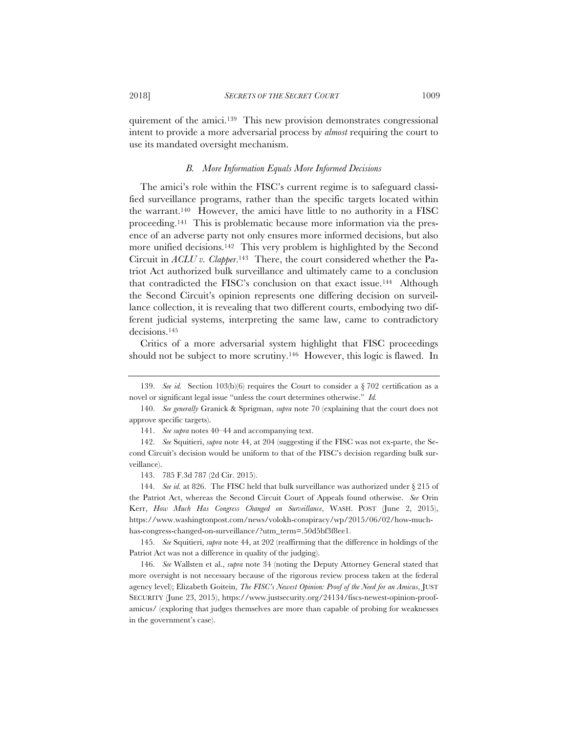quirement of the amici.[139] This new provision demonstrates congressional intent to provide a more adversarial process by *almost* requiring the court to use its mandated oversight mechanism.

### *B. More Information Equals More Informed Decisions*

The amici's role within the FISC's current regime is to safeguard classified surveillance programs, rather than the specific targets located within the warrant.[140] However, the amici have little to no authority in a FISC proceeding.[141] This is problematic because more information via the presence of an adverse party not only ensures more informed decisions, but also more unified decisions.[142] This very problem is highlighted by the Second Circuit in *ACLU v. Clapper*.[143] There, the court considered whether the Patriot Act authorized bulk surveillance and ultimately came to a conclusion that contradicted the FISC's conclusion on that exact issue.[144] Although the Second Circuit's opinion represents one differing decision on surveillance collection, it is revealing that two different courts, embodying two different judicial systems, interpreting the same law, came to contradictory decisions.[145]

Critics of a more adversarial system highlight that FISC proceedings should not be subject to more scrutiny.[146] However, this logic is flawed. In

---

139. *See id.* Section 103(b)(6) requires the Court to consider a § 702 certification as a novel or significant legal issue "unless the court determines otherwise." *Id.*

140. *See generally* Granick & Sprigman, *supra* note 70 (explaining that the court does not approve specific targets).

141. *See supra* notes 40–44 and accompanying text.

142. *See* Squitieri, *supra* note 44, at 204 (suggesting if the FISC was not ex-parte, the Second Circuit's decision would be uniform to that of the FISC's decision regarding bulk surveillance).

143. 785 F.3d 787 (2d Cir. 2015).

144. *See id.* at 826. The FISC held that bulk surveillance was authorized under § 215 of the Patriot Act, whereas the Second Circuit Court of Appeals found otherwise. *See* Orin Kerr, *How Much Has Congress Changed on Surveillance*, WASH. POST (June 2, 2015), https://www.washingtonpost.com/news/volokh-conspiracy/wp/2015/06/02/how-much-has-congress-changed-on-surveillance/?utm_term=.50d5bf3f8ee1.

145. *See* Squitieri, *supra* note 44, at 202 (reaffirming that the difference in holdings of the Patriot Act was not a difference in quality of the judging).

146. *See* Wallsten et al., *supra* note 34 (noting the Deputy Attorney General stated that more oversight is not necessary because of the rigorous review process taken at the federal agency level); Elizabeth Goitein, *The FISC's Newest Opinion: Proof of the Need for an Amicus*, JUST SECURITY (June 23, 2015), https://www.justsecurity.org/24134/fiscs-newest-opinion-proof-amicus/ (exploring that judges themselves are more than capable of probing for weaknesses in the government's case).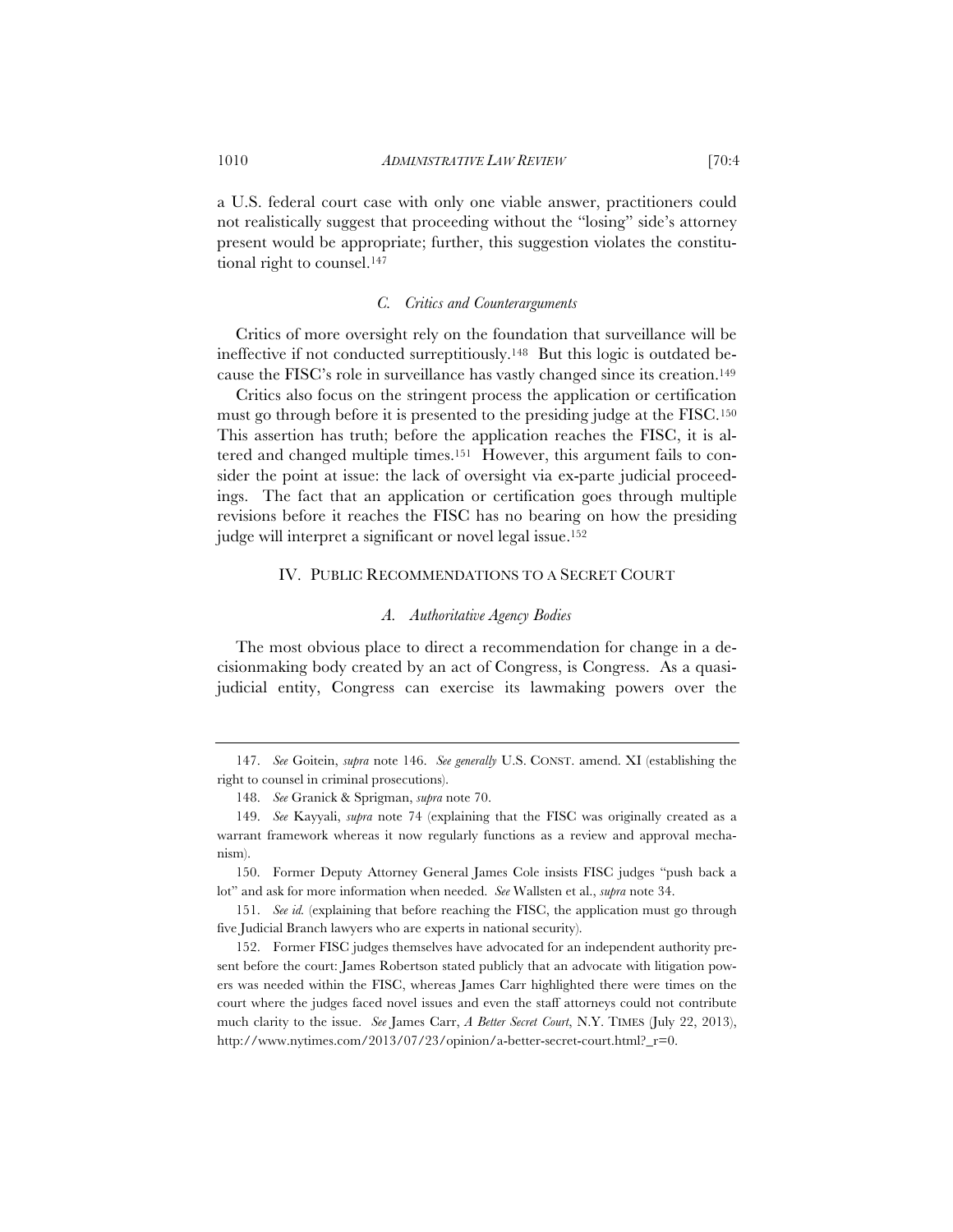a U.S. federal court case with only one viable answer, practitioners could not realistically suggest that proceeding without the "losing" side's attorney present would be appropriate; further, this suggestion violates the constitutional right to counsel.[147]

### *C. Critics and Counterarguments*

Critics of more oversight rely on the foundation that surveillance will be ineffective if not conducted surreptitiously.[148] But this logic is outdated because the FISC's role in surveillance has vastly changed since its creation.[149]

Critics also focus on the stringent process the application or certification must go through before it is presented to the presiding judge at the FISC.[150] This assertion has truth; before the application reaches the FISC, it is altered and changed multiple times.[151] However, this argument fails to consider the point at issue: the lack of oversight via ex-parte judicial proceedings. The fact that an application or certification goes through multiple revisions before it reaches the FISC has no bearing on how the presiding judge will interpret a significant or novel legal issue.[152]

## IV. PUBLIC RECOMMENDATIONS TO A SECRET COURT

### *A. Authoritative Agency Bodies*

The most obvious place to direct a recommendation for change in a decisionmaking body created by an act of Congress, is Congress. As a quasi-judicial entity, Congress can exercise its lawmaking powers over the

---

147. *See* Goitein, *supra* note 146. *See generally* U.S. CONST. amend. XI (establishing the right to counsel in criminal prosecutions).

148. *See* Granick & Sprigman, *supra* note 70.

149. *See* Kayyali, *supra* note 74 (explaining that the FISC was originally created as a warrant framework whereas it now regularly functions as a review and approval mechanism).

150. Former Deputy Attorney General James Cole insists FISC judges "push back a lot" and ask for more information when needed. *See* Wallsten et al., *supra* note 34.

151. *See id.* (explaining that before reaching the FISC, the application must go through five Judicial Branch lawyers who are experts in national security).

152. Former FISC judges themselves have advocated for an independent authority present before the court: James Robertson stated publicly that an advocate with litigation powers was needed within the FISC, whereas James Carr highlighted there were times on the court where the judges faced novel issues and even the staff attorneys could not contribute much clarity to the issue. *See* James Carr, *A Better Secret Court*, N.Y. TIMES (July 22, 2013), http://www.nytimes.com/2013/07/23/opinion/a-better-secret-court.html?_r=0.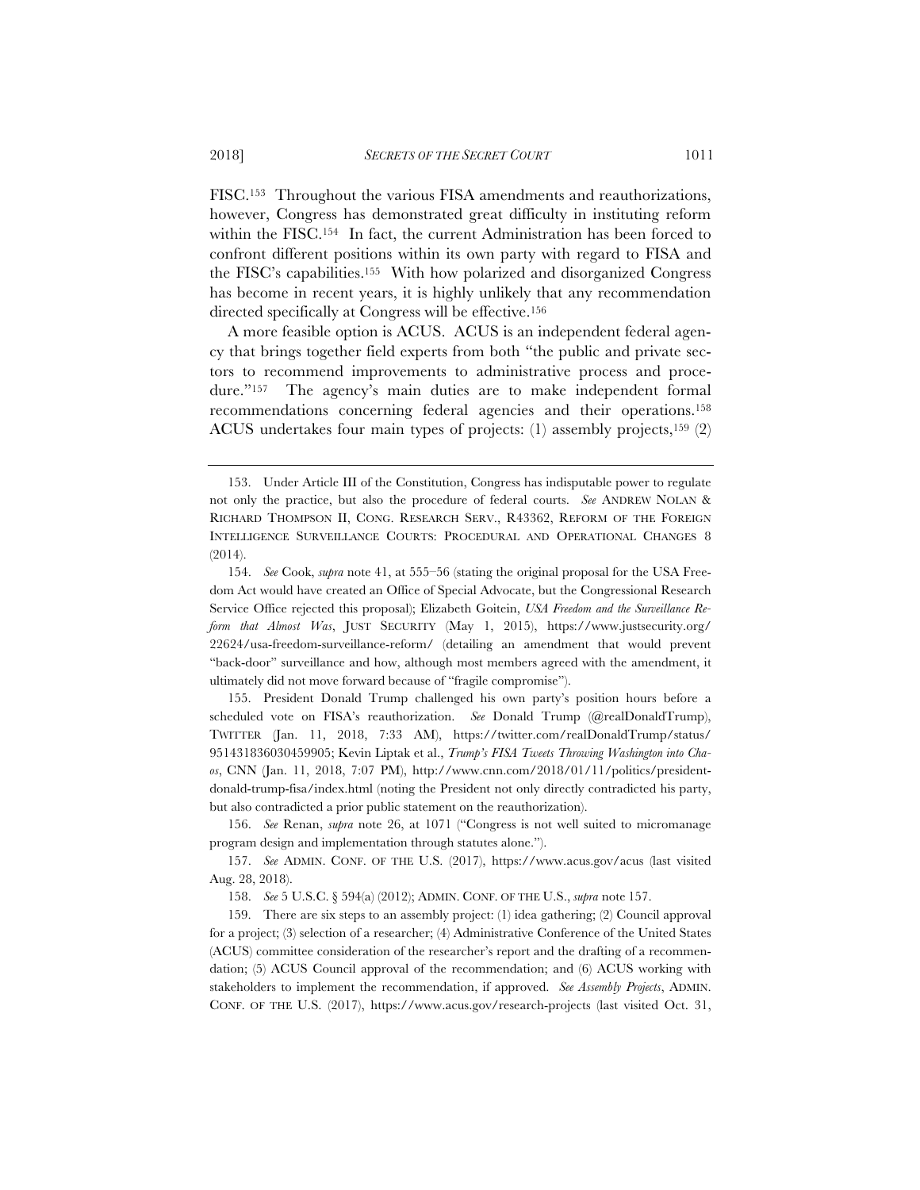FISC.[153] Throughout the various FISA amendments and reauthorizations, however, Congress has demonstrated great difficulty in instituting reform within the FISC.[154] In fact, the current Administration has been forced to confront different positions within its own party with regard to FISA and the FISC's capabilities.[155] With how polarized and disorganized Congress has become in recent years, it is highly unlikely that any recommendation directed specifically at Congress will be effective.[156]

A more feasible option is ACUS. ACUS is an independent federal agency that brings together field experts from both "the public and private sectors to recommend improvements to administrative process and procedure."[157] The agency's main duties are to make independent formal recommendations concerning federal agencies and their operations.[158] ACUS undertakes four main types of projects: (1) assembly projects,[159] (2)

---

153. Under Article III of the Constitution, Congress has indisputable power to regulate not only the practice, but also the procedure of federal courts. *See* ANDREW NOLAN & RICHARD THOMPSON II, CONG. RESEARCH SERV., R43362, REFORM OF THE FOREIGN INTELLIGENCE SURVEILLANCE COURTS: PROCEDURAL AND OPERATIONAL CHANGES 8 (2014).

154. *See* Cook, *supra* note 41, at 555–56 (stating the original proposal for the USA Freedom Act would have created an Office of Special Advocate, but the Congressional Research Service Office rejected this proposal); Elizabeth Goitein, *USA Freedom and the Surveillance Reform that Almost Was*, JUST SECURITY (May 1, 2015), https://www.justsecurity.org/22624/usa-freedom-surveillance-reform/ (detailing an amendment that would prevent "back-door" surveillance and how, although most members agreed with the amendment, it ultimately did not move forward because of "fragile compromise").

155. President Donald Trump challenged his own party's position hours before a scheduled vote on FISA's reauthorization. *See* Donald Trump (@realDonaldTrump), TWITTER (Jan. 11, 2018, 7:33 AM), https://twitter.com/realDonaldTrump/status/951431836030459905; Kevin Liptak et al., *Trump's FISA Tweets Throwing Washington into Chaos*, CNN (Jan. 11, 2018, 7:07 PM), http://www.cnn.com/2018/01/11/politics/president-donald-trump-fisa/index.html (noting the President not only directly contradicted his party, but also contradicted a prior public statement on the reauthorization).

156. *See* Renan, *supra* note 26, at 1071 ("Congress is not well suited to micromanage program design and implementation through statutes alone.").

157. *See* ADMIN. CONF. OF THE U.S. (2017), https://www.acus.gov/acus (last visited Aug. 28, 2018).

158. *See* 5 U.S.C. § 594(a) (2012); ADMIN. CONF. OF THE U.S., *supra* note 157.

159. There are six steps to an assembly project: (1) idea gathering; (2) Council approval for a project; (3) selection of a researcher; (4) Administrative Conference of the United States (ACUS) committee consideration of the researcher's report and the drafting of a recommendation; (5) ACUS Council approval of the recommendation; and (6) ACUS working with stakeholders to implement the recommendation, if approved. *See Assembly Projects*, ADMIN. CONF. OF THE U.S. (2017), https://www.acus.gov/research-projects (last visited Oct. 31,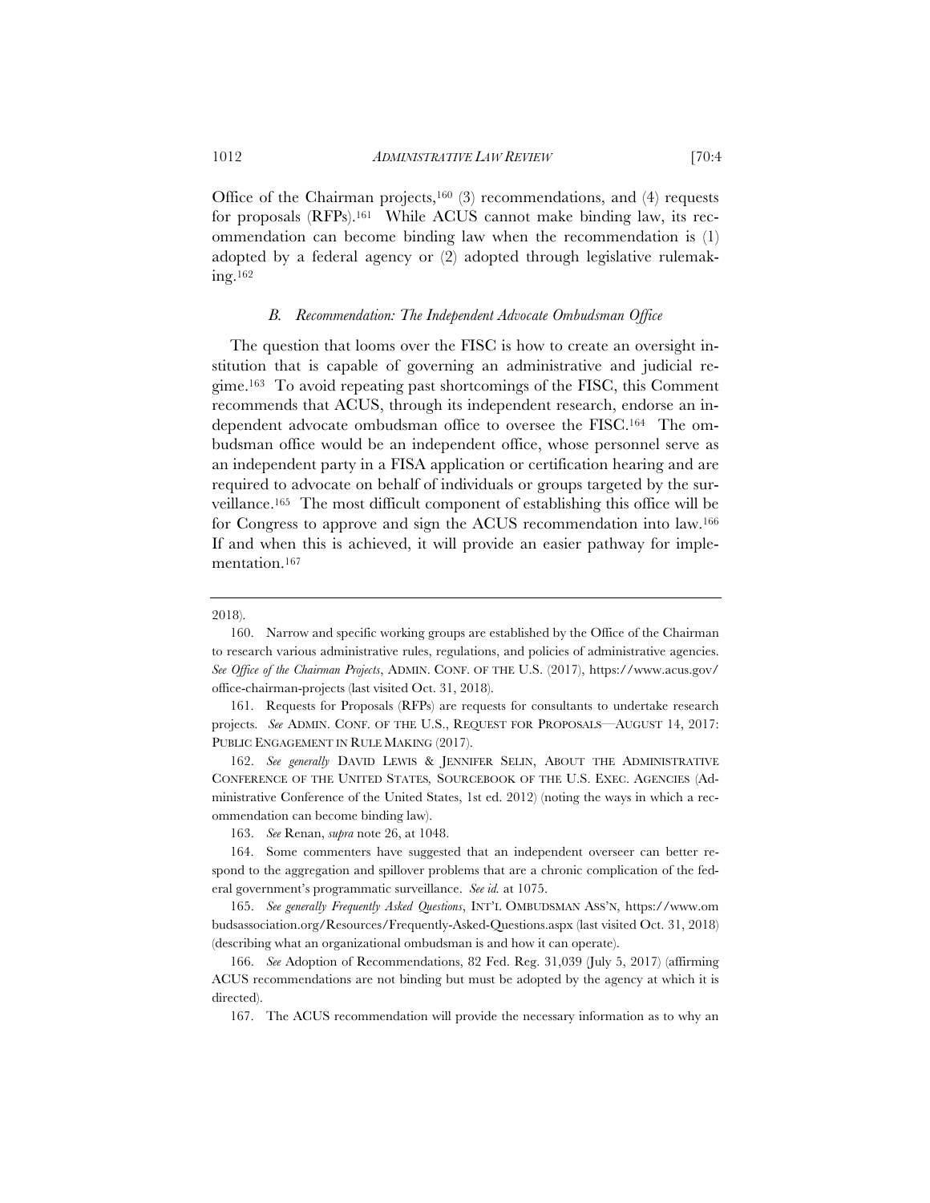Office of the Chairman projects,[160] (3) recommendations, and (4) requests for proposals (RFPs).[161] While ACUS cannot make binding law, its recommendation can become binding law when the recommendation is (1) adopted by a federal agency or (2) adopted through legislative rulemaking.[162]

### *B. Recommendation: The Independent Advocate Ombudsman Office*

The question that looms over the FISC is how to create an oversight institution that is capable of governing an administrative and judicial regime.[163] To avoid repeating past shortcomings of the FISC, this Comment recommends that ACUS, through its independent research, endorse an independent advocate ombudsman office to oversee the FISC.[164] The ombudsman office would be an independent office, whose personnel serve as an independent party in a FISA application or certification hearing and are required to advocate on behalf of individuals or groups targeted by the surveillance.[165] The most difficult component of establishing this office will be for Congress to approve and sign the ACUS recommendation into law.[166] If and when this is achieved, it will provide an easier pathway for implementation.[167]

---

2018).

160. Narrow and specific working groups are established by the Office of the Chairman to research various administrative rules, regulations, and policies of administrative agencies. *See Office of the Chairman Projects*, ADMIN. CONF. OF THE U.S. (2017), https://www.acus.gov/office-chairman-projects (last visited Oct. 31, 2018).

161. Requests for Proposals (RFPs) are requests for consultants to undertake research projects. *See* ADMIN. CONF. OF THE U.S., REQUEST FOR PROPOSALS—AUGUST 14, 2017: PUBLIC ENGAGEMENT IN RULE MAKING (2017).

162. *See generally* DAVID LEWIS & JENNIFER SELIN, ABOUT THE ADMINISTRATIVE CONFERENCE OF THE UNITED STATES*,* SOURCEBOOK OF THE U.S. EXEC. AGENCIES (Administrative Conference of the United States, 1st ed. 2012) (noting the ways in which a recommendation can become binding law).

163. *See* Renan, *supra* note 26, at 1048.

164. Some commenters have suggested that an independent overseer can better respond to the aggregation and spillover problems that are a chronic complication of the federal government's programmatic surveillance. *See id.* at 1075.

165. *See generally Frequently Asked Questions*, INT'L OMBUDSMAN ASS'N, https://www.ombudsassociation.org/Resources/Frequently-Asked-Questions.aspx (last visited Oct. 31, 2018) (describing what an organizational ombudsman is and how it can operate).

166. *See* Adoption of Recommendations, 82 Fed. Reg. 31,039 (July 5, 2017) (affirming ACUS recommendations are not binding but must be adopted by the agency at which it is directed).

167. The ACUS recommendation will provide the necessary information as to why an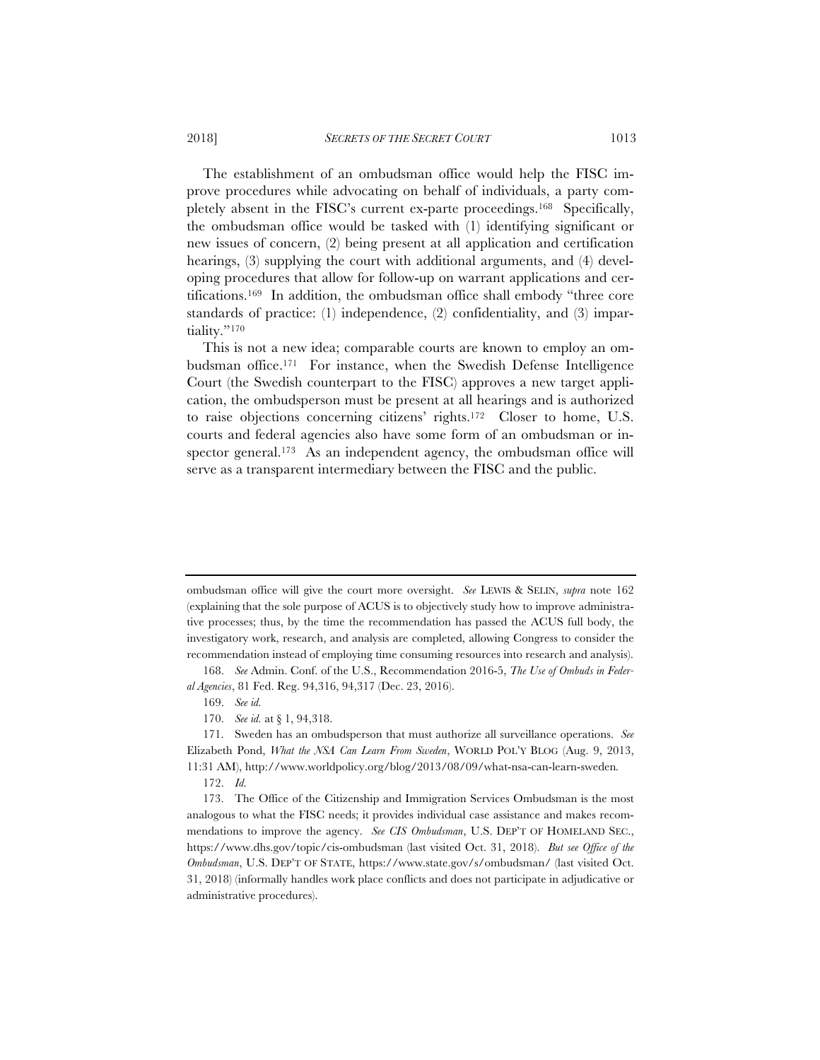The establishment of an ombudsman office would help the FISC improve procedures while advocating on behalf of individuals, a party completely absent in the FISC's current ex-parte proceedings.[168] Specifically, the ombudsman office would be tasked with (1) identifying significant or new issues of concern, (2) being present at all application and certification hearings, (3) supplying the court with additional arguments, and (4) developing procedures that allow for follow-up on warrant applications and certifications.[169] In addition, the ombudsman office shall embody "three core standards of practice: (1) independence, (2) confidentiality, and (3) impartiality."[170]

This is not a new idea; comparable courts are known to employ an ombudsman office.[171] For instance, when the Swedish Defense Intelligence Court (the Swedish counterpart to the FISC) approves a new target application, the ombudsperson must be present at all hearings and is authorized to raise objections concerning citizens' rights.[172] Closer to home, U.S. courts and federal agencies also have some form of an ombudsman or inspector general.[173] As an independent agency, the ombudsman office will serve as a transparent intermediary between the FISC and the public.

---

ombudsman office will give the court more oversight. *See* LEWIS & SELIN, *supra* note 162 (explaining that the sole purpose of ACUS is to objectively study how to improve administrative processes; thus, by the time the recommendation has passed the ACUS full body, the investigatory work, research, and analysis are completed, allowing Congress to consider the recommendation instead of employing time consuming resources into research and analysis).

168. *See* Admin. Conf. of the U.S., Recommendation 2016-5, *The Use of Ombuds in Federal Agencies*, 81 Fed. Reg. 94,316, 94,317 (Dec. 23, 2016).

169. *See id.*

170. *See id.* at § 1, 94,318.

171. Sweden has an ombudsperson that must authorize all surveillance operations. *See* Elizabeth Pond, *What the NSA Can Learn From Sweden*, WORLD POL'Y BLOG (Aug. 9, 2013, 11:31 AM), http://www.worldpolicy.org/blog/2013/08/09/what-nsa-can-learn-sweden.

172. *Id.*

173. The Office of the Citizenship and Immigration Services Ombudsman is the most analogous to what the FISC needs; it provides individual case assistance and makes recommendations to improve the agency. *See CIS Ombudsman*, U.S. DEP'T OF HOMELAND SEC., https://www.dhs.gov/topic/cis-ombudsman (last visited Oct. 31, 2018). *But see Office of the Ombudsman*, U.S. DEP'T OF STATE, https://www.state.gov/s/ombudsman/ (last visited Oct. 31, 2018) (informally handles work place conflicts and does not participate in adjudicative or administrative procedures).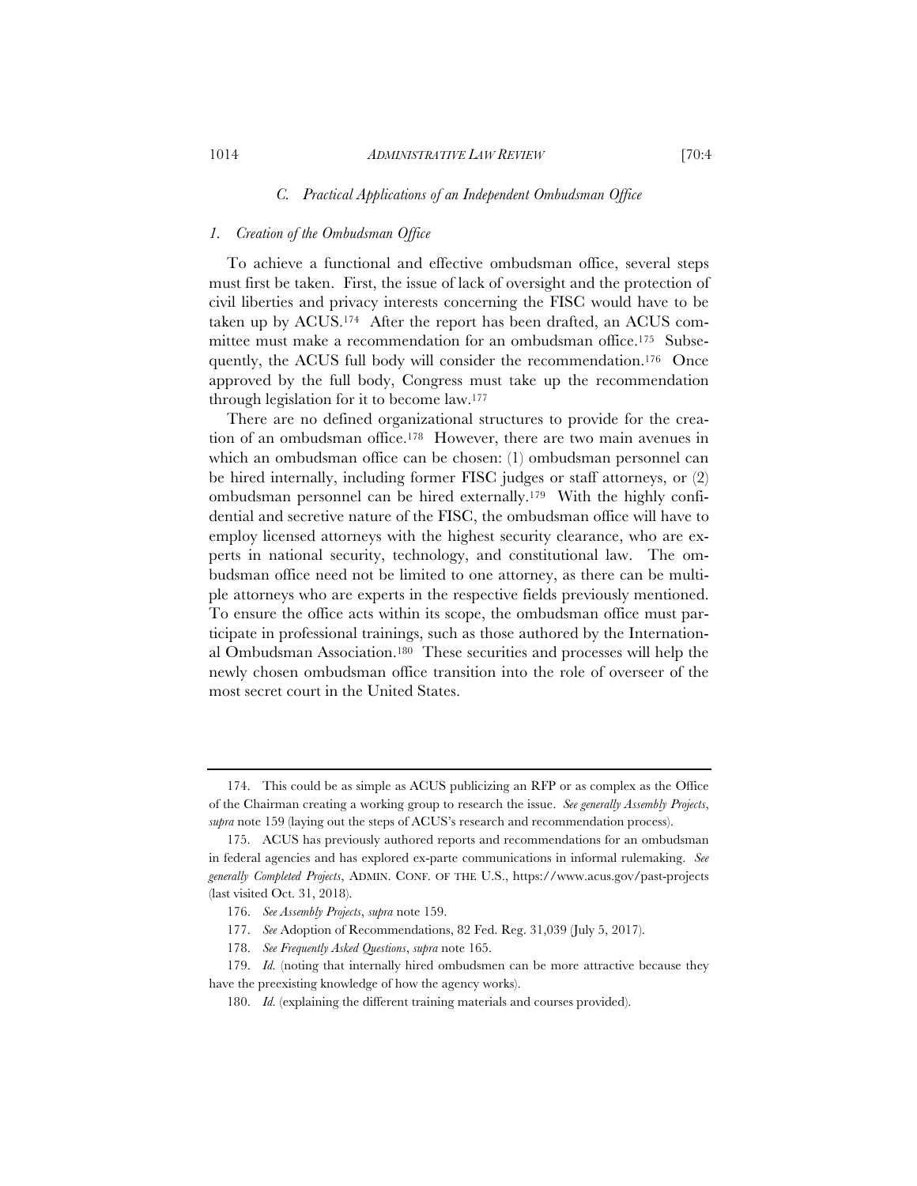### *C. Practical Applications of an Independent Ombudsman Office*

#### *1. Creation of the Ombudsman Office*

To achieve a functional and effective ombudsman office, several steps must first be taken. First, the issue of lack of oversight and the protection of civil liberties and privacy interests concerning the FISC would have to be taken up by ACUS.[174] After the report has been drafted, an ACUS committee must make a recommendation for an ombudsman office.[175] Subsequently, the ACUS full body will consider the recommendation.[176] Once approved by the full body, Congress must take up the recommendation through legislation for it to become law.[177]

There are no defined organizational structures to provide for the creation of an ombudsman office.[178] However, there are two main avenues in which an ombudsman office can be chosen: (1) ombudsman personnel can be hired internally, including former FISC judges or staff attorneys, or (2) ombudsman personnel can be hired externally.[179] With the highly confidential and secretive nature of the FISC, the ombudsman office will have to employ licensed attorneys with the highest security clearance, who are experts in national security, technology, and constitutional law. The ombudsman office need not be limited to one attorney, as there can be multiple attorneys who are experts in the respective fields previously mentioned. To ensure the office acts within its scope, the ombudsman office must participate in professional trainings, such as those authored by the International Ombudsman Association.[180] These securities and processes will help the newly chosen ombudsman office transition into the role of overseer of the most secret court in the United States.

---

174. This could be as simple as ACUS publicizing an RFP or as complex as the Office of the Chairman creating a working group to research the issue. *See generally Assembly Projects*, *supra* note 159 (laying out the steps of ACUS's research and recommendation process).

175. ACUS has previously authored reports and recommendations for an ombudsman in federal agencies and has explored ex-parte communications in informal rulemaking. *See generally Completed Projects*, ADMIN. CONF. OF THE U.S., https://www.acus.gov/past-projects (last visited Oct. 31, 2018).

176. *See Assembly Projects*, *supra* note 159.

177. *See* Adoption of Recommendations, 82 Fed. Reg. 31,039 (July 5, 2017).

178. *See Frequently Asked Questions*, *supra* note 165.

179. *Id.* (noting that internally hired ombudsmen can be more attractive because they have the preexisting knowledge of how the agency works).

180. *Id.* (explaining the different training materials and courses provided).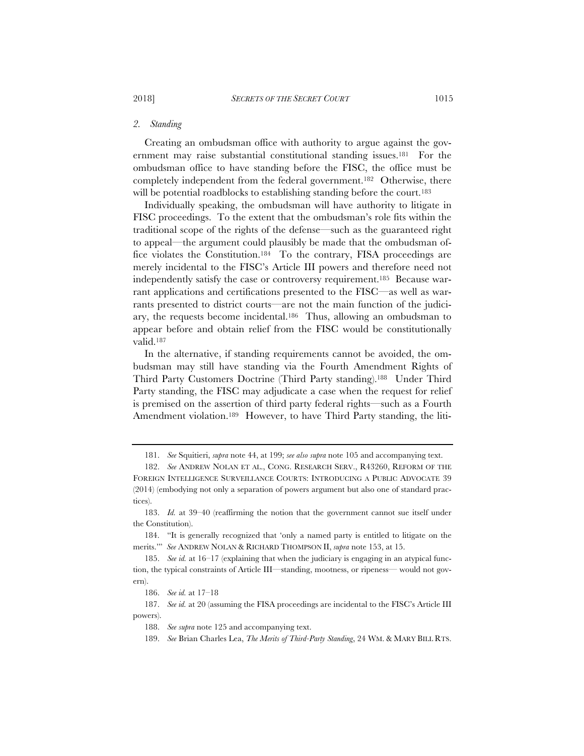*2. Standing*

Creating an ombudsman office with authority to argue against the government may raise substantial constitutional standing issues.[181] For the ombudsman office to have standing before the FISC, the office must be completely independent from the federal government.[182] Otherwise, there will be potential roadblocks to establishing standing before the court.[183]

Individually speaking, the ombudsman will have authority to litigate in FISC proceedings. To the extent that the ombudsman's role fits within the traditional scope of the rights of the defense—such as the guaranteed right to appeal—the argument could plausibly be made that the ombudsman office violates the Constitution.[184] To the contrary, FISA proceedings are merely incidental to the FISC's Article III powers and therefore need not independently satisfy the case or controversy requirement.[185] Because warrant applications and certifications presented to the FISC—as well as warrants presented to district courts—are not the main function of the judiciary, the requests become incidental.[186] Thus, allowing an ombudsman to appear before and obtain relief from the FISC would be constitutionally valid.[187]

In the alternative, if standing requirements cannot be avoided, the ombudsman may still have standing via the Fourth Amendment Rights of Third Party Customers Doctrine (Third Party standing).[188] Under Third Party standing, the FISC may adjudicate a case when the request for relief is premised on the assertion of third party federal rights—such as a Fourth Amendment violation.[189] However, to have Third Party standing, the liti-

---

181. *See* Squitieri, *supra* note 44, at 199; *see also supra* note 105 and accompanying text.

182. *See* ANDREW NOLAN ET AL., CONG. RESEARCH SERV., R43260, REFORM OF THE FOREIGN INTELLIGENCE SURVEILLANCE COURTS: INTRODUCING A PUBLIC ADVOCATE 39 (2014) (embodying not only a separation of powers argument but also one of standard practices).

183. *Id.* at 39–40 (reaffirming the notion that the government cannot sue itself under the Constitution).

184. "It is generally recognized that 'only a named party is entitled to litigate on the merits.'" *See* ANDREW NOLAN & RICHARD THOMPSON II, *supra* note 153, at 15.

185. *See id.* at 16–17 (explaining that when the judiciary is engaging in an atypical function, the typical constraints of Article III—standing, mootness, or ripeness— would not govern).

186. *See id.* at 17–18

187. *See id.* at 20 (assuming the FISA proceedings are incidental to the FISC's Article III powers).

188. *See supra* note 125 and accompanying text.

189. *See* Brian Charles Lea, *The Merits of Third-Party Standing*, 24 WM. & MARY BILL RTS.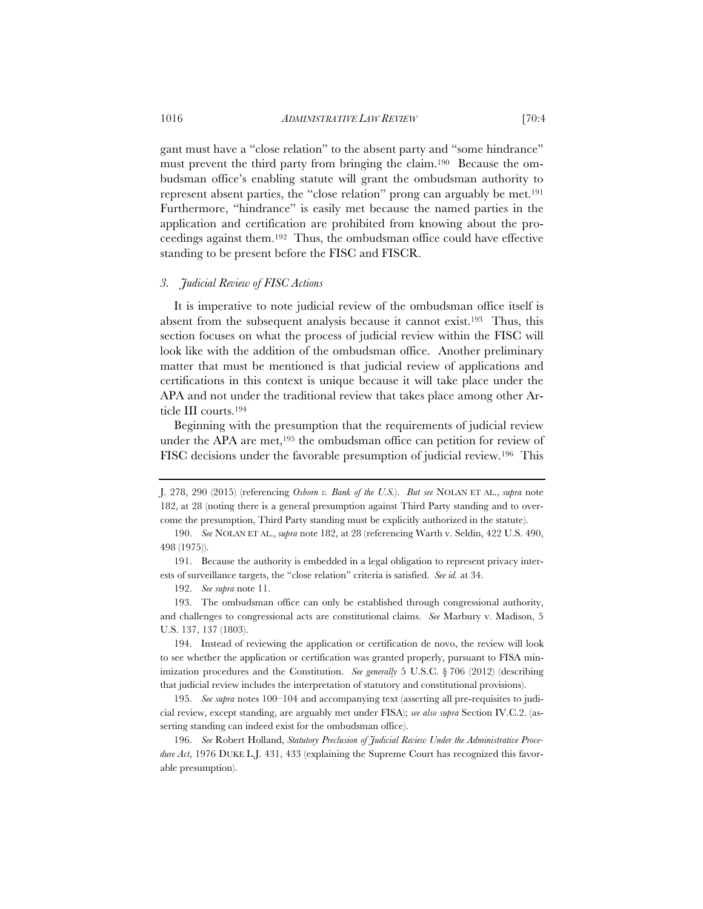gant must have a "close relation" to the absent party and "some hindrance" must prevent the third party from bringing the claim.[190] Because the ombudsman office's enabling statute will grant the ombudsman authority to represent absent parties, the "close relation" prong can arguably be met.[191] Furthermore, "hindrance" is easily met because the named parties in the application and certification are prohibited from knowing about the proceedings against them.[192] Thus, the ombudsman office could have effective standing to be present before the FISC and FISCR.

### 3. *Judicial Review of FISC Actions*

It is imperative to note judicial review of the ombudsman office itself is absent from the subsequent analysis because it cannot exist.[193] Thus, this section focuses on what the process of judicial review within the FISC will look like with the addition of the ombudsman office. Another preliminary matter that must be mentioned is that judicial review of applications and certifications in this context is unique because it will take place under the APA and not under the traditional review that takes place among other Article III courts.[194]

Beginning with the presumption that the requirements of judicial review under the APA are met,[195] the ombudsman office can petition for review of FISC decisions under the favorable presumption of judicial review.[196] This

---

J. 278, 290 (2015) (referencing *Osborn v. Bank of the U.S.*). *But see* NOLAN ET AL., *supra* note 182, at 28 (noting there is a general presumption against Third Party standing and to overcome the presumption, Third Party standing must be explicitly authorized in the statute).

190. *See* NOLAN ET AL., *supra* note 182, at 28 (referencing Warth v. Seldin, 422 U.S. 490, 498 (1975)).

191. Because the authority is embedded in a legal obligation to represent privacy interests of surveillance targets, the "close relation" criteria is satisfied. *See id.* at 34.

192. *See supra* note 11.

193. The ombudsman office can only be established through congressional authority, and challenges to congressional acts are constitutional claims. *See* Marbury v. Madison, 5 U.S. 137, 137 (1803).

194. Instead of reviewing the application or certification de novo, the review will look to see whether the application or certification was granted properly, pursuant to FISA minimization procedures and the Constitution. *See generally* 5 U.S.C. § 706 (2012) (describing that judicial review includes the interpretation of statutory and constitutional provisions).

195. *See supra* notes 100–104 and accompanying text (asserting all pre-requisites to judicial review, except standing, are arguably met under FISA); *see also supra* Section IV.C.2. (asserting standing can indeed exist for the ombudsman office).

196. *See* Robert Holland, *Statutory Preclusion of Judicial Review Under the Administrative Procedure Act*, 1976 DUKE L.J. 431, 433 (explaining the Supreme Court has recognized this favorable presumption).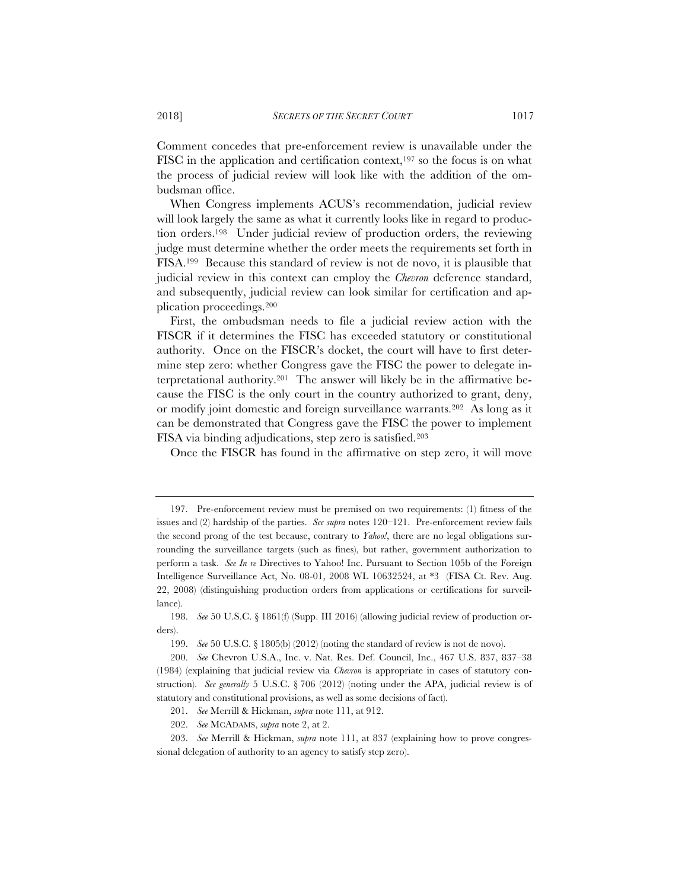Comment concedes that pre-enforcement review is unavailable under the FISC in the application and certification context,[197] so the focus is on what the process of judicial review will look like with the addition of the ombudsman office.

When Congress implements ACUS's recommendation, judicial review will look largely the same as what it currently looks like in regard to production orders.[198] Under judicial review of production orders, the reviewing judge must determine whether the order meets the requirements set forth in FISA.[199] Because this standard of review is not de novo, it is plausible that judicial review in this context can employ the *Chevron* deference standard, and subsequently, judicial review can look similar for certification and application proceedings.[200]

First, the ombudsman needs to file a judicial review action with the FISCR if it determines the FISC has exceeded statutory or constitutional authority. Once on the FISCR's docket, the court will have to first determine step zero: whether Congress gave the FISC the power to delegate interpretational authority.[201] The answer will likely be in the affirmative because the FISC is the only court in the country authorized to grant, deny, or modify joint domestic and foreign surveillance warrants.[202] As long as it can be demonstrated that Congress gave the FISC the power to implement FISA via binding adjudications, step zero is satisfied.[203]

Once the FISCR has found in the affirmative on step zero, it will move

---

197. Pre-enforcement review must be premised on two requirements: (1) fitness of the issues and (2) hardship of the parties. *See supra* notes 120–121. Pre-enforcement review fails the second prong of the test because, contrary to *Yahoo!*, there are no legal obligations surrounding the surveillance targets (such as fines), but rather, government authorization to perform a task. *See In re* Directives to Yahoo! Inc. Pursuant to Section 105b of the Foreign Intelligence Surveillance Act, No. 08-01, 2008 WL 10632524, at *3 (FISA Ct. Rev. Aug. 22, 2008) (distinguishing production orders from applications or certifications for surveillance).

198. *See* 50 U.S.C. § 1861(f) (Supp. III 2016) (allowing judicial review of production orders).

199. *See* 50 U.S.C. § 1805(b) (2012) (noting the standard of review is not de novo).

200. *See* Chevron U.S.A., Inc. v. Nat. Res. Def. Council, Inc., 467 U.S. 837, 837–38 (1984) (explaining that judicial review via *Chevron* is appropriate in cases of statutory construction). *See generally* 5 U.S.C. § 706 (2012) (noting under the APA, judicial review is of statutory and constitutional provisions, as well as some decisions of fact).

201. *See* Merrill & Hickman, *supra* note 111, at 912.

202. *See* MCADAMS, *supra* note 2, at 2.

203. *See* Merrill & Hickman, *supra* note 111, at 837 (explaining how to prove congressional delegation of authority to an agency to satisfy step zero).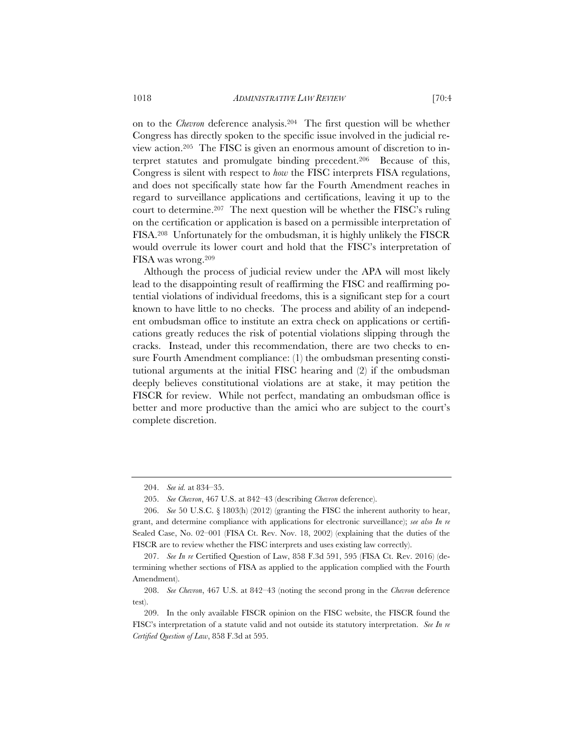on to the *Chevron* deference analysis.[204] The first question will be whether Congress has directly spoken to the specific issue involved in the judicial review action.[205] The FISC is given an enormous amount of discretion to interpret statutes and promulgate binding precedent.[206] Because of this, Congress is silent with respect to *how* the FISC interprets FISA regulations, and does not specifically state how far the Fourth Amendment reaches in regard to surveillance applications and certifications, leaving it up to the court to determine.[207] The next question will be whether the FISC's ruling on the certification or application is based on a permissible interpretation of FISA.[208] Unfortunately for the ombudsman, it is highly unlikely the FISCR would overrule its lower court and hold that the FISC's interpretation of FISA was wrong.[209]

Although the process of judicial review under the APA will most likely lead to the disappointing result of reaffirming the FISC and reaffirming potential violations of individual freedoms, this is a significant step for a court known to have little to no checks. The process and ability of an independent ombudsman office to institute an extra check on applications or certifications greatly reduces the risk of potential violations slipping through the cracks. Instead, under this recommendation, there are two checks to ensure Fourth Amendment compliance: (1) the ombudsman presenting constitutional arguments at the initial FISC hearing and (2) if the ombudsman deeply believes constitutional violations are at stake, it may petition the FISCR for review. While not perfect, mandating an ombudsman office is better and more productive than the amici who are subject to the court's complete discretion.

---

204. *See id.* at 834–35.

205. *See Chevron*, 467 U.S. at 842–43 (describing *Chevron* deference).

206. *See* 50 U.S.C. § 1803(h) (2012) (granting the FISC the inherent authority to hear, grant, and determine compliance with applications for electronic surveillance); *see also In re* Sealed Case, No. 02–001 (FISA Ct. Rev. Nov. 18, 2002) (explaining that the duties of the FISCR are to review whether the FISC interprets and uses existing law correctly).

207. *See In re* Certified Question of Law, 858 F.3d 591, 595 (FISA Ct. Rev. 2016) (determining whether sections of FISA as applied to the application complied with the Fourth Amendment).

208. *See Chevron*, 467 U.S. at 842–43 (noting the second prong in the *Chevron* deference test).

209. In the only available FISCR opinion on the FISC website, the FISCR found the FISC's interpretation of a statute valid and not outside its statutory interpretation. *See In re Certified Question of Law*, 858 F.3d at 595.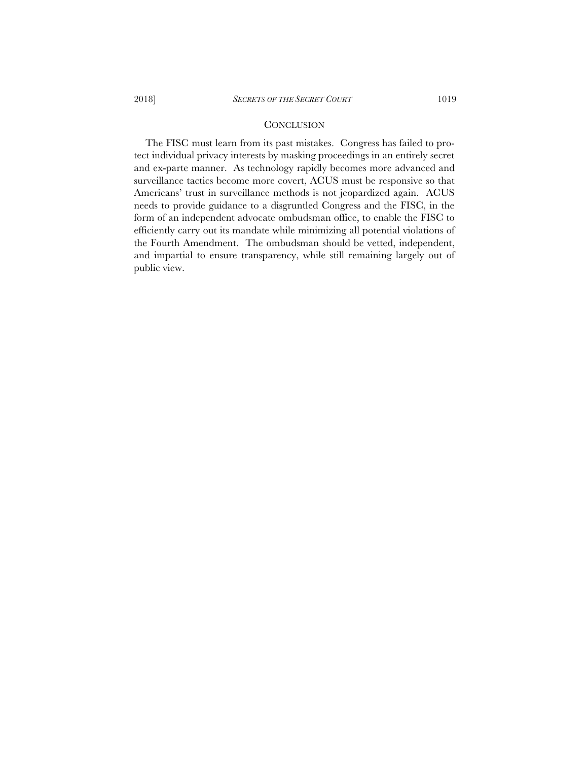## CONCLUSION

The FISC must learn from its past mistakes. Congress has failed to protect individual privacy interests by masking proceedings in an entirely secret and ex-parte manner. As technology rapidly becomes more advanced and surveillance tactics become more covert, ACUS must be responsive so that Americans' trust in surveillance methods is not jeopardized again. ACUS needs to provide guidance to a disgruntled Congress and the FISC, in the form of an independent advocate ombudsman office, to enable the FISC to efficiently carry out its mandate while minimizing all potential violations of the Fourth Amendment. The ombudsman should be vetted, independent, and impartial to ensure transparency, while still remaining largely out of public view.